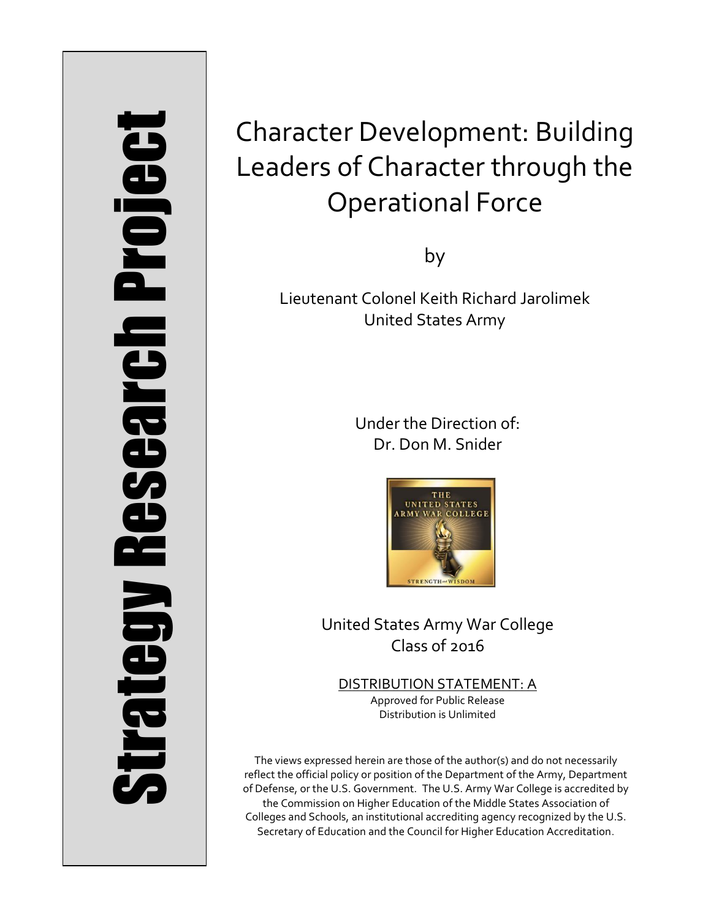Strategy Research Project

# Character Development: Building Leaders of Character through the Operational Force

by

Lieutenant Colonel Keith Richard Jarolimek
United States Army

Under the Direction of:
Dr. Don M. Snider

United States Army War College
Class of 2016

DISTRIBUTION STATEMENT: A
Approved for Public Release
Distribution is Unlimited

The views expressed herein are those of the author(s) and do not necessarily reflect the official policy or position of the Department of the Army, Department of Defense, or the U.S. Government. The U.S. Army War College is accredited by the Commission on Higher Education of the Middle States Association of Colleges and Schools, an institutional accrediting agency recognized by the U.S. Secretary of Education and the Council for Higher Education Accreditation.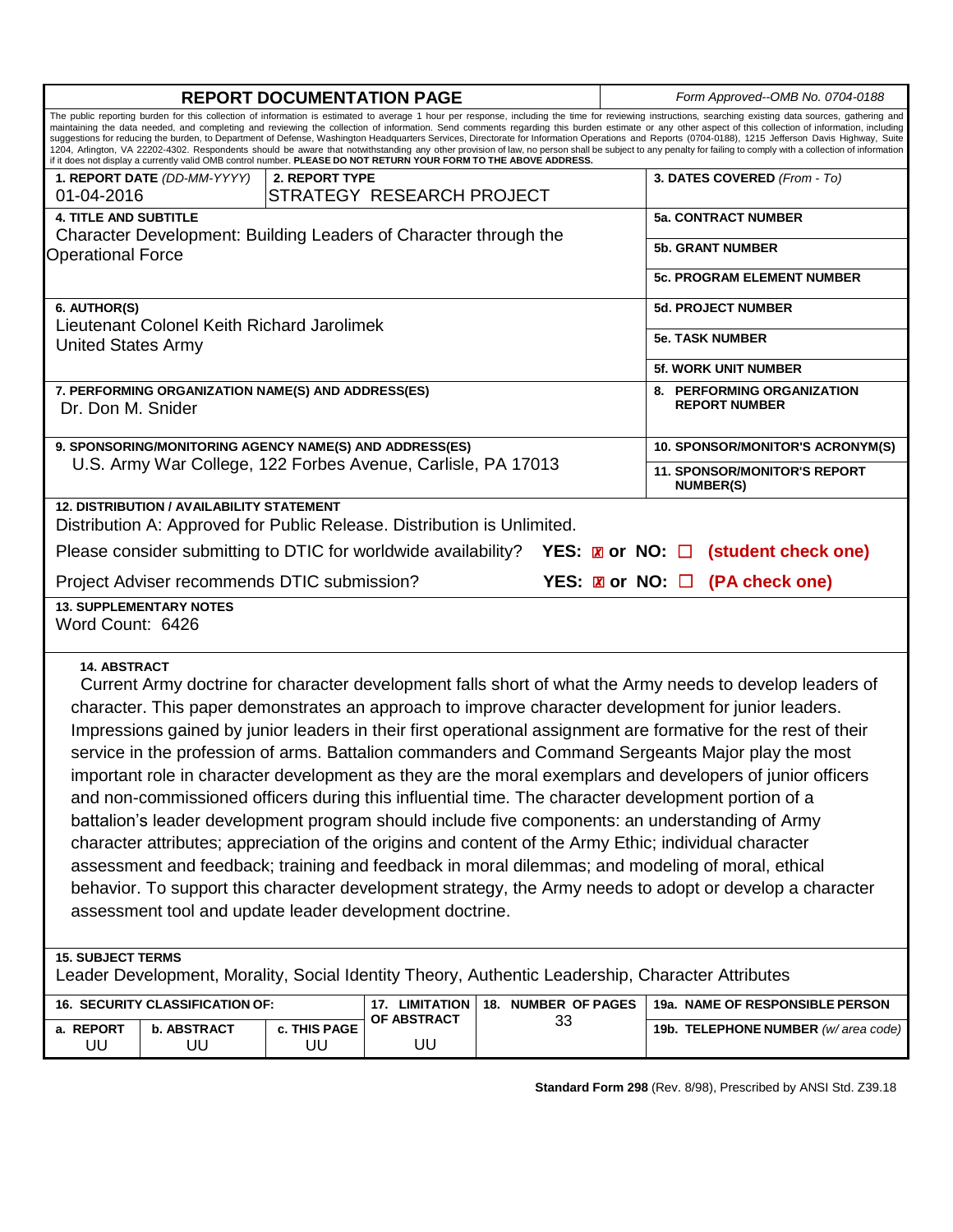| REPORT DOCUMENTATION PAGE | | | | | Form Approved--OMB No. 0704-0188 |
|---|---|---|---|---|---|
| The public reporting burden for this collection of information is estimated to average 1 hour per response, including the time for reviewing instructions, searching existing data sources, gathering and maintaining the data needed, and completing and reviewing the collection of information. Send comments regarding this burden estimate or any other aspect of this collection of information, including suggestions for reducing the burden, to Department of Defense, Washington Headquarters Services, Directorate for Information Operations and Reports (0704-0188), 1215 Jefferson Davis Highway, Suite 1204, Arlington, VA 22202-4302. Respondents should be aware that notwithstanding any other provision of law, no person shall be subject to any penalty for failing to comply with a collection of information if it does not display a currently valid OMB control number. **PLEASE DO NOT RETURN YOUR FORM TO THE ABOVE ADDRESS.** | | | | | |
| **1. REPORT DATE** *(DD-MM-YYYY)* 01-04-2016 | **2. REPORT TYPE** STRATEGY RESEARCH PROJECT | | | | **3. DATES COVERED** *(From - To)* |
| **4. TITLE AND SUBTITLE** Character Development: Building Leaders of Character through the Operational Force | | | | | **5a. CONTRACT NUMBER** |
| | | | | | **5b. GRANT NUMBER** |
| | | | | | **5c. PROGRAM ELEMENT NUMBER** |
| **6. AUTHOR(S)** Lieutenant Colonel Keith Richard Jarolimek United States Army | | | | | **5d. PROJECT NUMBER** |
| | | | | | **5e. TASK NUMBER** |
| | | | | | **5f. WORK UNIT NUMBER** |
| **7. PERFORMING ORGANIZATION NAME(S) AND ADDRESS(ES)** Dr. Don M. Snider | | | | | **8. PERFORMING ORGANIZATION REPORT NUMBER** |
| **9. SPONSORING/MONITORING AGENCY NAME(S) AND ADDRESS(ES)** U.S. Army War College, 122 Forbes Avenue, Carlisle, PA 17013 | | | | | **10. SPONSOR/MONITOR'S ACRONYM(S)** |
| | | | | | **11. SPONSOR/MONITOR'S REPORT NUMBER(S)** |
| **12. DISTRIBUTION / AVAILABILITY STATEMENT** Distribution A: Approved for Public Release. Distribution is Unlimited. Please consider submitting to DTIC for worldwide availability? **YES:** ☒ **or NO:** ☐ **(student check one)** Project Adviser recommends DTIC submission? **YES:** ☒ **or NO:** ☐ **(PA check one)** | | | | | |
| **13. SUPPLEMENTARY NOTES** Word Count: 6426 | | | | | |
| **14. ABSTRACT** Current Army doctrine for character development falls short of what the Army needs to develop leaders of character. This paper demonstrates an approach to improve character development for junior leaders. Impressions gained by junior leaders in their first operational assignment are formative for the rest of their service in the profession of arms. Battalion commanders and Command Sergeants Major play the most important role in character development as they are the moral exemplars and developers of junior officers and non-commissioned officers during this influential time. The character development portion of a battalion's leader development program should include five components: an understanding of Army character attributes; appreciation of the origins and content of the Army Ethic; individual character assessment and feedback; training and feedback in moral dilemmas; and modeling of moral, ethical behavior. To support this character development strategy, the Army needs to adopt or develop a character assessment tool and update leader development doctrine. | | | | | |
| **15. SUBJECT TERMS** Leader Development, Morality, Social Identity Theory, Authentic Leadership, Character Attributes | | | | | |
| **16. SECURITY CLASSIFICATION OF:** | | | **17. LIMITATION OF ABSTRACT** | **18. NUMBER OF PAGES** | **19a. NAME OF RESPONSIBLE PERSON** |
| **a. REPORT** UU | **b. ABSTRACT** UU | **c. THIS PAGE** UU | UU | 33 | **19b. TELEPHONE NUMBER** *(w/ area code)* |

**Standard Form 298** (Rev. 8/98), Prescribed by ANSI Std. Z39.18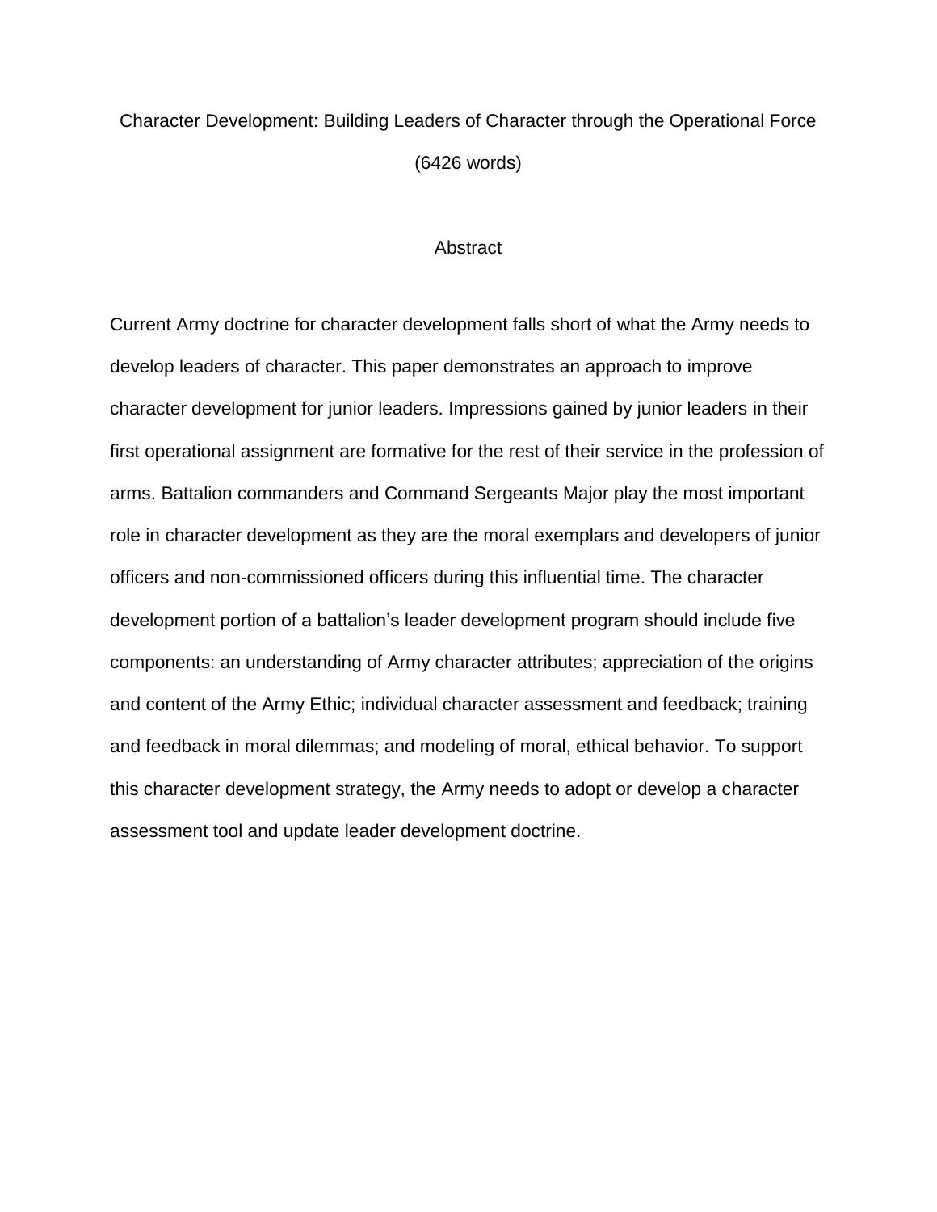# Character Development: Building Leaders of Character through the Operational Force

(6426 words)

## Abstract

Current Army doctrine for character development falls short of what the Army needs to develop leaders of character. This paper demonstrates an approach to improve character development for junior leaders. Impressions gained by junior leaders in their first operational assignment are formative for the rest of their service in the profession of arms. Battalion commanders and Command Sergeants Major play the most important role in character development as they are the moral exemplars and developers of junior officers and non-commissioned officers during this influential time. The character development portion of a battalion's leader development program should include five components: an understanding of Army character attributes; appreciation of the origins and content of the Army Ethic; individual character assessment and feedback; training and feedback in moral dilemmas; and modeling of moral, ethical behavior. To support this character development strategy, the Army needs to adopt or develop a character assessment tool and update leader development doctrine.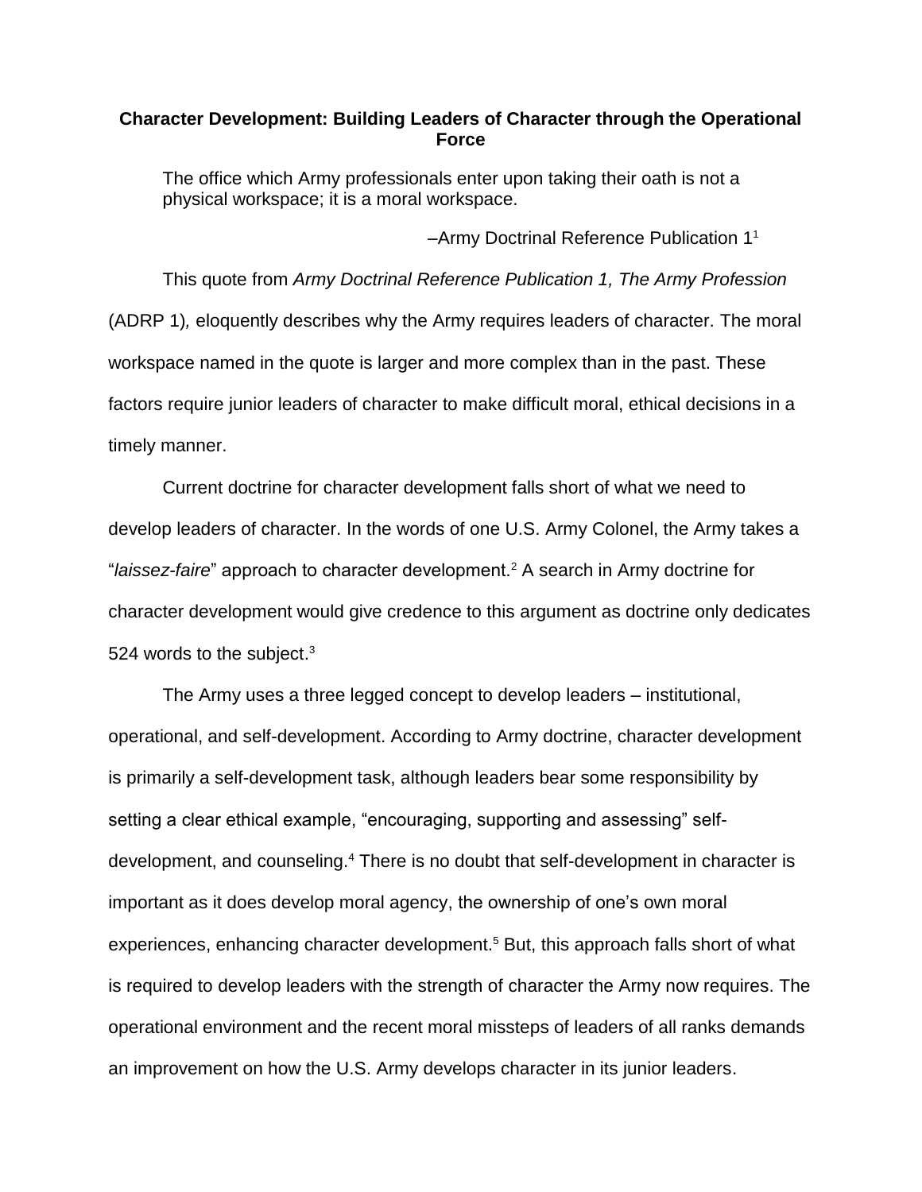**Character Development: Building Leaders of Character through the Operational Force**

> The office which Army professionals enter upon taking their oath is not a physical workspace; it is a moral workspace.
>
> –Army Doctrinal Reference Publication 1[1]

This quote from *Army Doctrinal Reference Publication 1, The Army Profession* (ADRP 1)*,* eloquently describes why the Army requires leaders of character. The moral workspace named in the quote is larger and more complex than in the past. These factors require junior leaders of character to make difficult moral, ethical decisions in a timely manner.

Current doctrine for character development falls short of what we need to develop leaders of character. In the words of one U.S. Army Colonel, the Army takes a "*laissez-faire*" approach to character development.[2] A search in Army doctrine for character development would give credence to this argument as doctrine only dedicates 524 words to the subject.[3]

The Army uses a three legged concept to develop leaders – institutional, operational, and self-development. According to Army doctrine, character development is primarily a self-development task, although leaders bear some responsibility by setting a clear ethical example, "encouraging, supporting and assessing" self-development, and counseling.[4] There is no doubt that self-development in character is important as it does develop moral agency, the ownership of one's own moral experiences, enhancing character development.[5] But, this approach falls short of what is required to develop leaders with the strength of character the Army now requires. The operational environment and the recent moral missteps of leaders of all ranks demands an improvement on how the U.S. Army develops character in its junior leaders.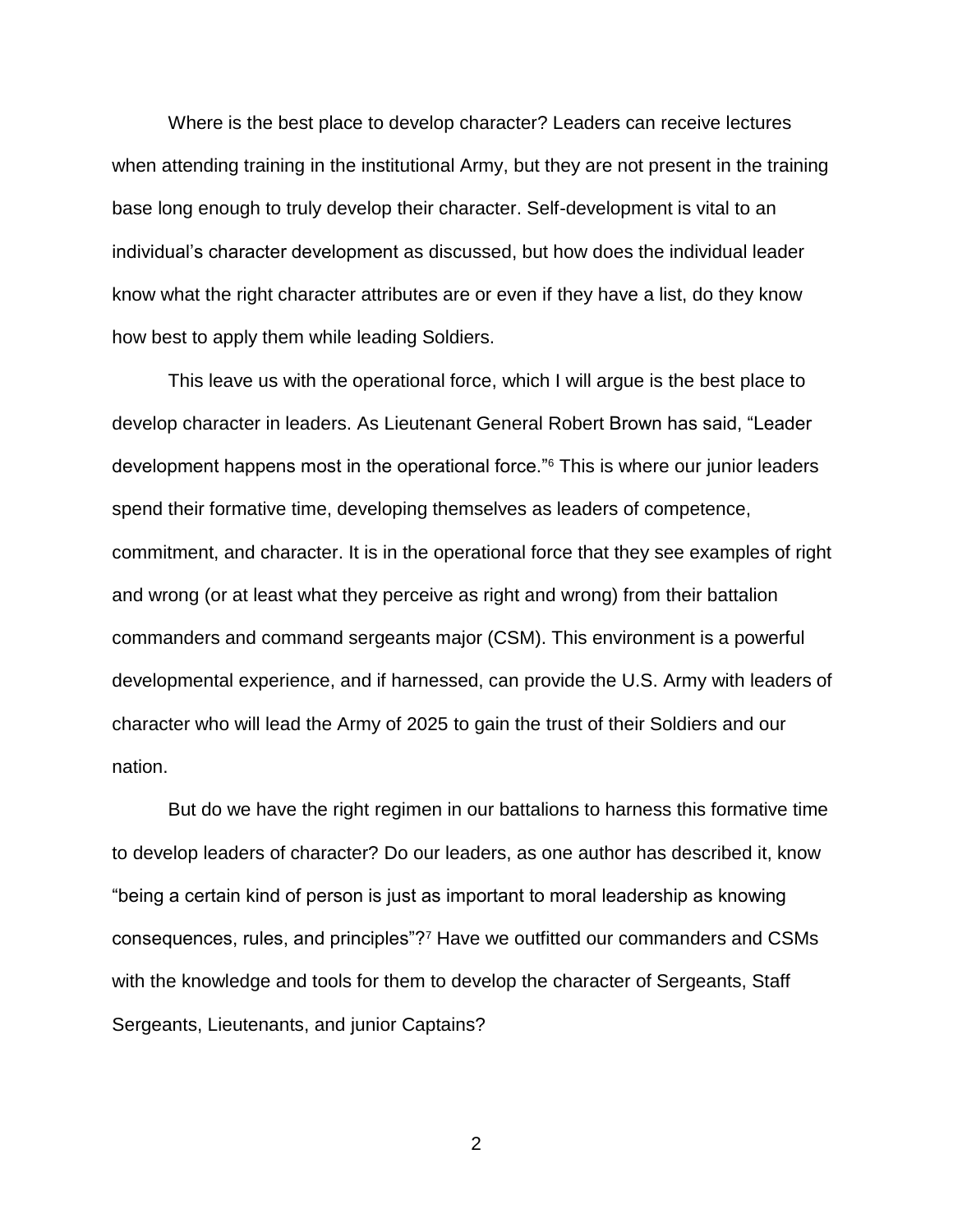Where is the best place to develop character? Leaders can receive lectures when attending training in the institutional Army, but they are not present in the training base long enough to truly develop their character. Self-development is vital to an individual's character development as discussed, but how does the individual leader know what the right character attributes are or even if they have a list, do they know how best to apply them while leading Soldiers.

This leave us with the operational force, which I will argue is the best place to develop character in leaders. As Lieutenant General Robert Brown has said, "Leader development happens most in the operational force."[6] This is where our junior leaders spend their formative time, developing themselves as leaders of competence, commitment, and character. It is in the operational force that they see examples of right and wrong (or at least what they perceive as right and wrong) from their battalion commanders and command sergeants major (CSM). This environment is a powerful developmental experience, and if harnessed, can provide the U.S. Army with leaders of character who will lead the Army of 2025 to gain the trust of their Soldiers and our nation.

But do we have the right regimen in our battalions to harness this formative time to develop leaders of character? Do our leaders, as one author has described it, know "being a certain kind of person is just as important to moral leadership as knowing consequences, rules, and principles"?[7] Have we outfitted our commanders and CSMs with the knowledge and tools for them to develop the character of Sergeants, Staff Sergeants, Lieutenants, and junior Captains?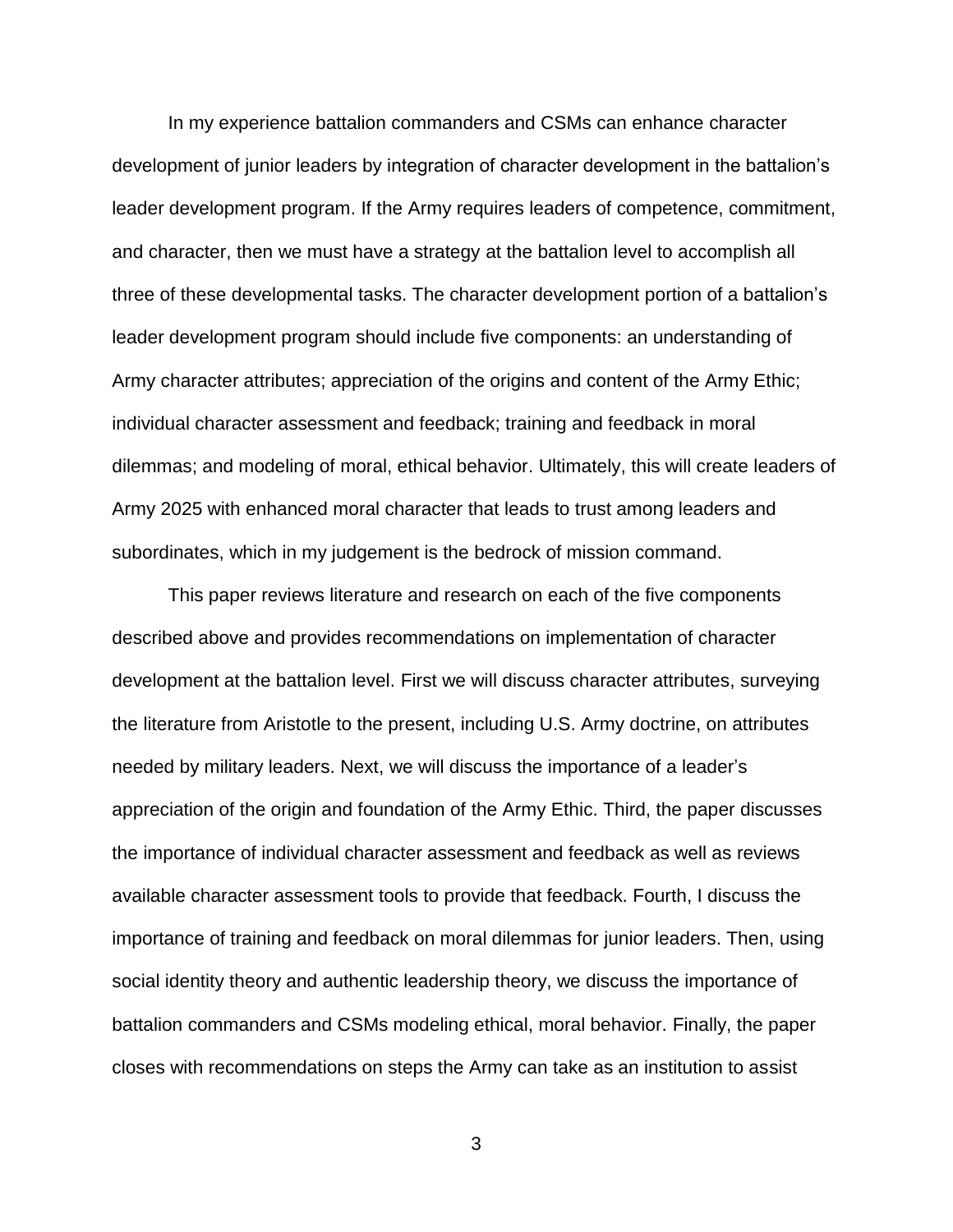In my experience battalion commanders and CSMs can enhance character development of junior leaders by integration of character development in the battalion's leader development program. If the Army requires leaders of competence, commitment, and character, then we must have a strategy at the battalion level to accomplish all three of these developmental tasks. The character development portion of a battalion's leader development program should include five components: an understanding of Army character attributes; appreciation of the origins and content of the Army Ethic; individual character assessment and feedback; training and feedback in moral dilemmas; and modeling of moral, ethical behavior. Ultimately, this will create leaders of Army 2025 with enhanced moral character that leads to trust among leaders and subordinates, which in my judgement is the bedrock of mission command.

This paper reviews literature and research on each of the five components described above and provides recommendations on implementation of character development at the battalion level. First we will discuss character attributes, surveying the literature from Aristotle to the present, including U.S. Army doctrine, on attributes needed by military leaders. Next, we will discuss the importance of a leader's appreciation of the origin and foundation of the Army Ethic. Third, the paper discusses the importance of individual character assessment and feedback as well as reviews available character assessment tools to provide that feedback. Fourth, I discuss the importance of training and feedback on moral dilemmas for junior leaders. Then, using social identity theory and authentic leadership theory, we discuss the importance of battalion commanders and CSMs modeling ethical, moral behavior. Finally, the paper closes with recommendations on steps the Army can take as an institution to assist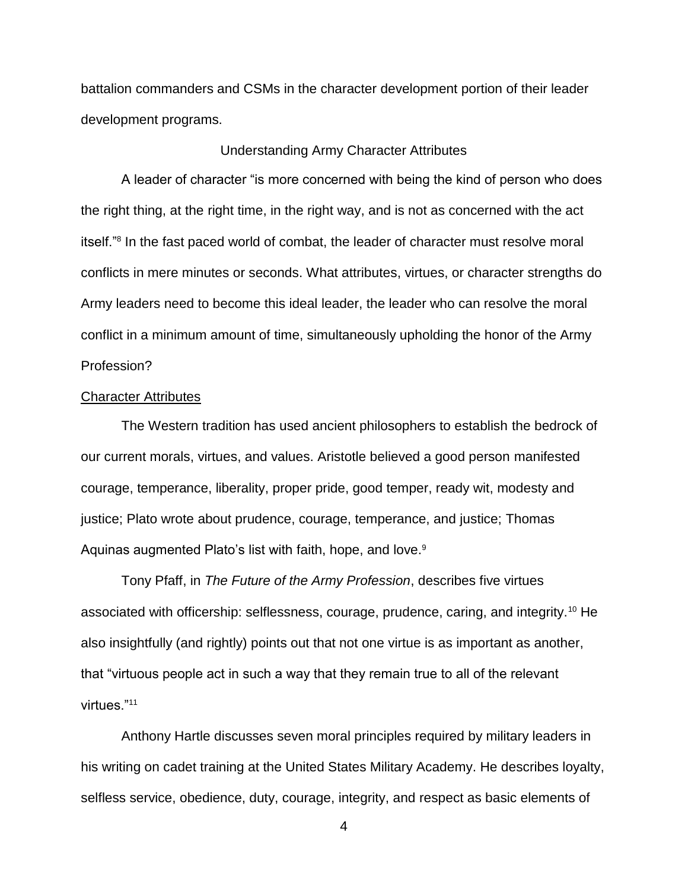battalion commanders and CSMs in the character development portion of their leader development programs.

## Understanding Army Character Attributes

A leader of character "is more concerned with being the kind of person who does the right thing, at the right time, in the right way, and is not as concerned with the act itself."[8] In the fast paced world of combat, the leader of character must resolve moral conflicts in mere minutes or seconds. What attributes, virtues, or character strengths do Army leaders need to become this ideal leader, the leader who can resolve the moral conflict in a minimum amount of time, simultaneously upholding the honor of the Army Profession?

### Character Attributes

The Western tradition has used ancient philosophers to establish the bedrock of our current morals, virtues, and values. Aristotle believed a good person manifested courage, temperance, liberality, proper pride, good temper, ready wit, modesty and justice; Plato wrote about prudence, courage, temperance, and justice; Thomas Aquinas augmented Plato's list with faith, hope, and love.[9]

Tony Pfaff, in *The Future of the Army Profession*, describes five virtues associated with officership: selflessness, courage, prudence, caring, and integrity.[10] He also insightfully (and rightly) points out that not one virtue is as important as another, that "virtuous people act in such a way that they remain true to all of the relevant virtues."[11]

Anthony Hartle discusses seven moral principles required by military leaders in his writing on cadet training at the United States Military Academy. He describes loyalty, selfless service, obedience, duty, courage, integrity, and respect as basic elements of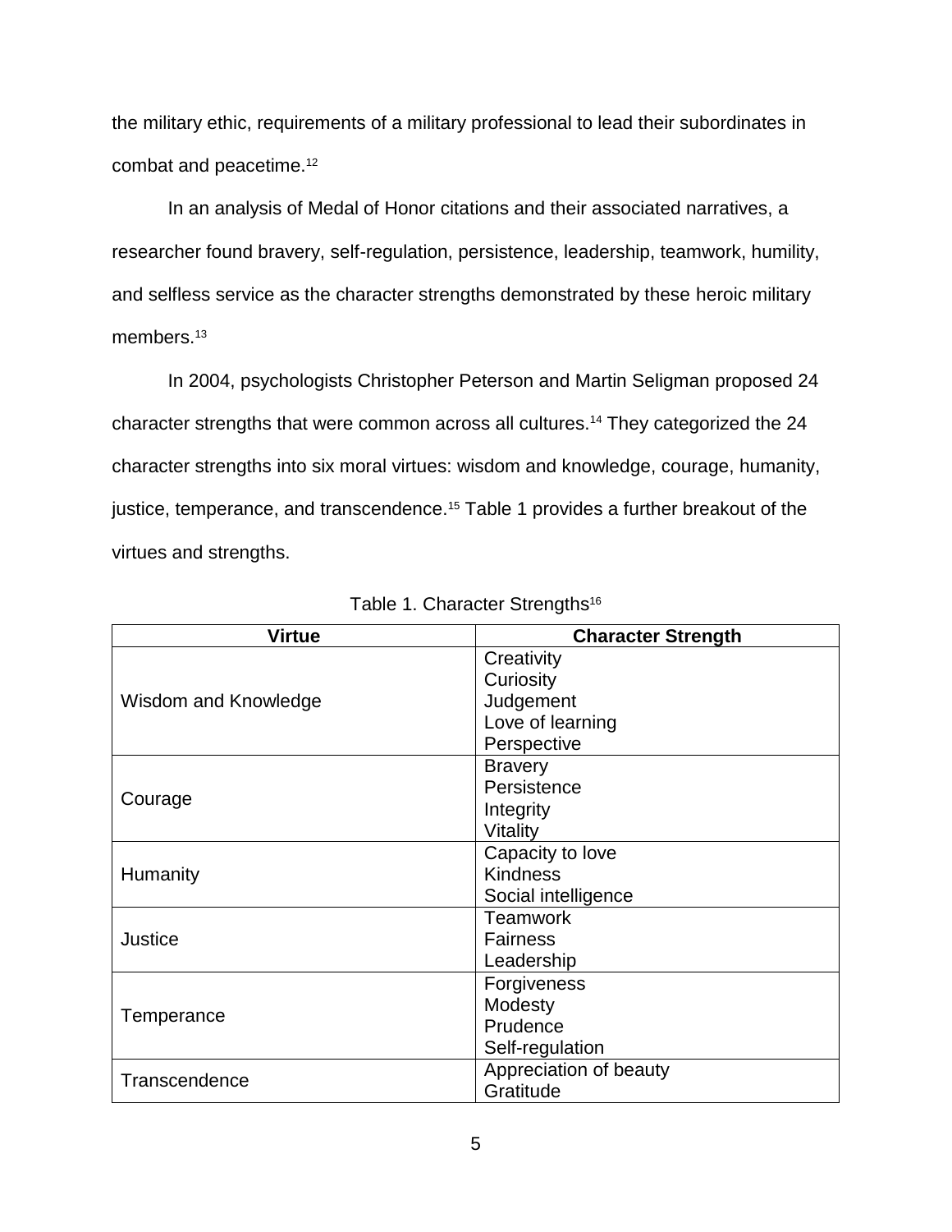the military ethic, requirements of a military professional to lead their subordinates in combat and peacetime.[12]

In an analysis of Medal of Honor citations and their associated narratives, a researcher found bravery, self-regulation, persistence, leadership, teamwork, humility, and selfless service as the character strengths demonstrated by these heroic military members.[13]

In 2004, psychologists Christopher Peterson and Martin Seligman proposed 24 character strengths that were common across all cultures.[14] They categorized the 24 character strengths into six moral virtues: wisdom and knowledge, courage, humanity, justice, temperance, and transcendence.[15] Table 1 provides a further breakout of the virtues and strengths.

Table 1. Character Strengths[16]

| Virtue | Character Strength |
|---|---|
| Wisdom and Knowledge | Creativity<br>Curiosity<br>Judgement<br>Love of learning<br>Perspective |
| Courage | Bravery<br>Persistence<br>Integrity<br>Vitality |
| Humanity | Capacity to love<br>Kindness<br>Social intelligence |
| Justice | Teamwork<br>Fairness<br>Leadership |
| Temperance | Forgiveness<br>Modesty<br>Prudence<br>Self-regulation |
| Transcendence | Appreciation of beauty<br>Gratitude |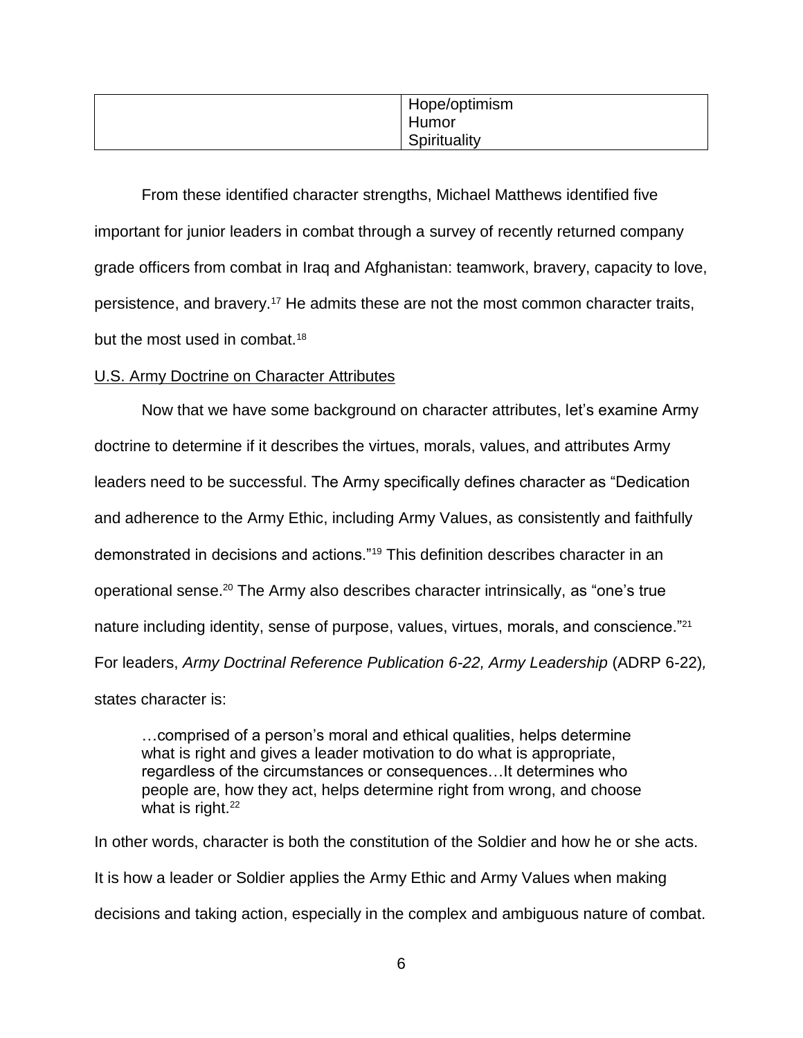| | |
|---|---|
| | Hope/optimism<br>Humor<br>Spirituality |

From these identified character strengths, Michael Matthews identified five important for junior leaders in combat through a survey of recently returned company grade officers from combat in Iraq and Afghanistan: teamwork, bravery, capacity to love, persistence, and bravery.[17] He admits these are not the most common character traits, but the most used in combat.[18]

U.S. Army Doctrine on Character Attributes

Now that we have some background on character attributes, let's examine Army doctrine to determine if it describes the virtues, morals, values, and attributes Army leaders need to be successful. The Army specifically defines character as "Dedication and adherence to the Army Ethic, including Army Values, as consistently and faithfully demonstrated in decisions and actions."[19] This definition describes character in an operational sense.[20] The Army also describes character intrinsically, as "one's true nature including identity, sense of purpose, values, virtues, morals, and conscience."[21] For leaders, *Army Doctrinal Reference Publication 6-22, Army Leadership* (ADRP 6-22)*,* states character is:

> …comprised of a person's moral and ethical qualities, helps determine what is right and gives a leader motivation to do what is appropriate, regardless of the circumstances or consequences…It determines who people are, how they act, helps determine right from wrong, and choose what is right.[22]

In other words, character is both the constitution of the Soldier and how he or she acts. It is how a leader or Soldier applies the Army Ethic and Army Values when making decisions and taking action, especially in the complex and ambiguous nature of combat.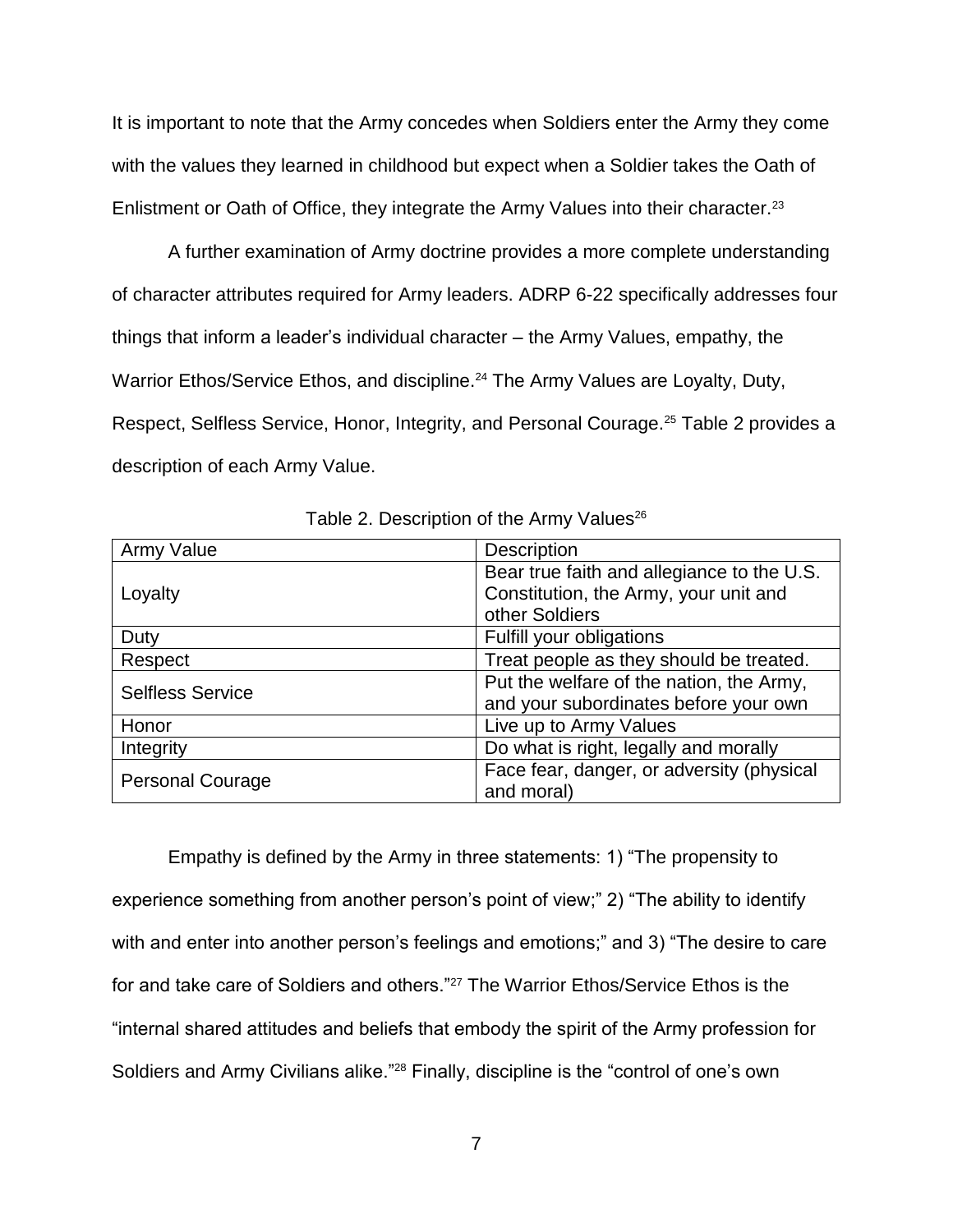It is important to note that the Army concedes when Soldiers enter the Army they come with the values they learned in childhood but expect when a Soldier takes the Oath of Enlistment or Oath of Office, they integrate the Army Values into their character.[23]

A further examination of Army doctrine provides a more complete understanding of character attributes required for Army leaders. ADRP 6-22 specifically addresses four things that inform a leader's individual character – the Army Values, empathy, the Warrior Ethos/Service Ethos, and discipline.[24] The Army Values are Loyalty, Duty, Respect, Selfless Service, Honor, Integrity, and Personal Courage.[25] Table 2 provides a description of each Army Value.

Table 2. Description of the Army Values[26]

| Army Value | Description |
|---|---|
| Loyalty | Bear true faith and allegiance to the U.S. Constitution, the Army, your unit and other Soldiers |
| Duty | Fulfill your obligations |
| Respect | Treat people as they should be treated. |
| Selfless Service | Put the welfare of the nation, the Army, and your subordinates before your own |
| Honor | Live up to Army Values |
| Integrity | Do what is right, legally and morally |
| Personal Courage | Face fear, danger, or adversity (physical and moral) |

Empathy is defined by the Army in three statements: 1) "The propensity to experience something from another person's point of view;" 2) "The ability to identify with and enter into another person's feelings and emotions;" and 3) "The desire to care for and take care of Soldiers and others."[27] The Warrior Ethos/Service Ethos is the "internal shared attitudes and beliefs that embody the spirit of the Army profession for Soldiers and Army Civilians alike."[28] Finally, discipline is the "control of one's own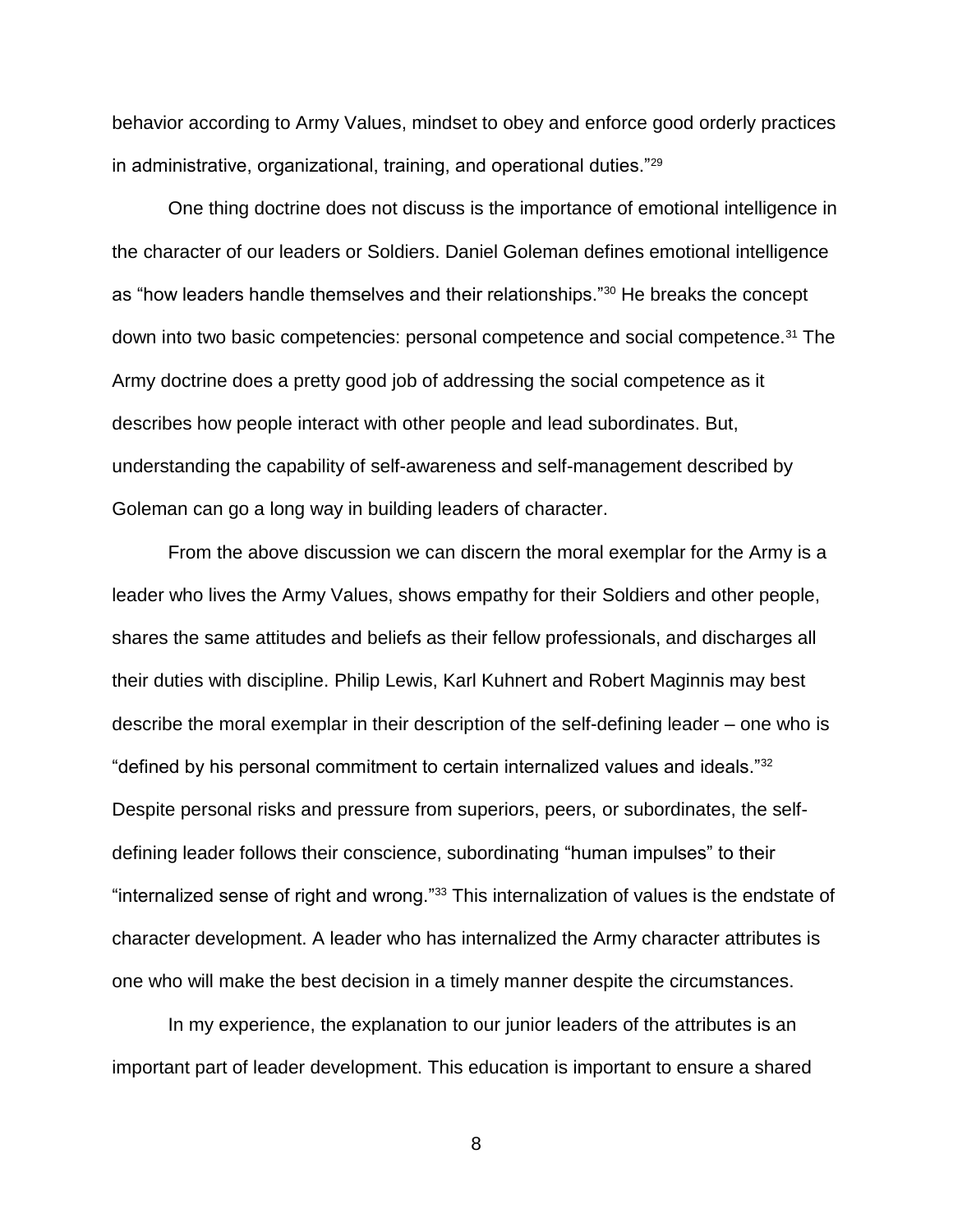behavior according to Army Values, mindset to obey and enforce good orderly practices in administrative, organizational, training, and operational duties."[29]

One thing doctrine does not discuss is the importance of emotional intelligence in the character of our leaders or Soldiers. Daniel Goleman defines emotional intelligence as "how leaders handle themselves and their relationships."[30] He breaks the concept down into two basic competencies: personal competence and social competence.[31] The Army doctrine does a pretty good job of addressing the social competence as it describes how people interact with other people and lead subordinates. But, understanding the capability of self-awareness and self-management described by Goleman can go a long way in building leaders of character.

From the above discussion we can discern the moral exemplar for the Army is a leader who lives the Army Values, shows empathy for their Soldiers and other people, shares the same attitudes and beliefs as their fellow professionals, and discharges all their duties with discipline. Philip Lewis, Karl Kuhnert and Robert Maginnis may best describe the moral exemplar in their description of the self-defining leader – one who is "defined by his personal commitment to certain internalized values and ideals."[32] Despite personal risks and pressure from superiors, peers, or subordinates, the self-defining leader follows their conscience, subordinating "human impulses" to their "internalized sense of right and wrong."[33] This internalization of values is the endstate of character development. A leader who has internalized the Army character attributes is one who will make the best decision in a timely manner despite the circumstances.

In my experience, the explanation to our junior leaders of the attributes is an important part of leader development. This education is important to ensure a shared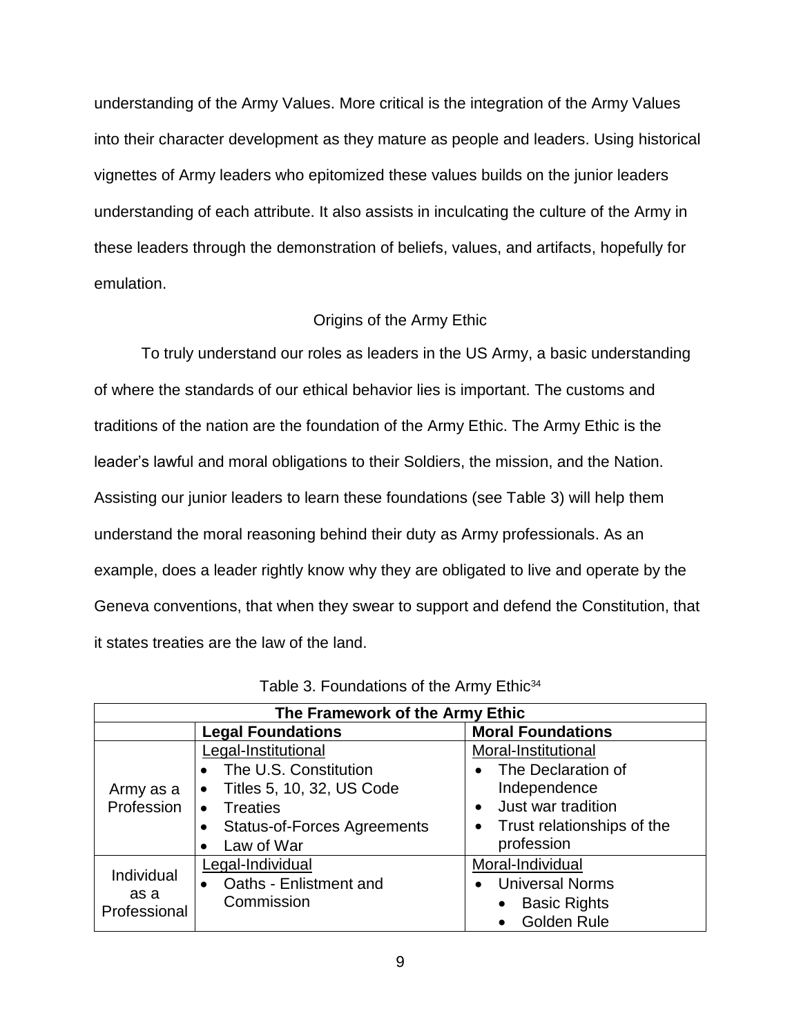understanding of the Army Values. More critical is the integration of the Army Values into their character development as they mature as people and leaders. Using historical vignettes of Army leaders who epitomized these values builds on the junior leaders understanding of each attribute. It also assists in inculcating the culture of the Army in these leaders through the demonstration of beliefs, values, and artifacts, hopefully for emulation.

## Origins of the Army Ethic

To truly understand our roles as leaders in the US Army, a basic understanding of where the standards of our ethical behavior lies is important. The customs and traditions of the nation are the foundation of the Army Ethic. The Army Ethic is the leader's lawful and moral obligations to their Soldiers, the mission, and the Nation. Assisting our junior leaders to learn these foundations (see Table 3) will help them understand the moral reasoning behind their duty as Army professionals. As an example, does a leader rightly know why they are obligated to live and operate by the Geneva conventions, that when they swear to support and defend the Constitution, that it states treaties are the law of the land.

Table 3. Foundations of the Army Ethic[34]

| The Framework of the Army Ethic | | |
|---|---|---|
| | **Legal Foundations** | **Moral Foundations** |
| Army as a Profession | Legal-Institutional<br>• The U.S. Constitution<br>• Titles 5, 10, 32, US Code<br>• Treaties<br>• Status-of-Forces Agreements<br>• Law of War | Moral-Institutional<br>• The Declaration of Independence<br>• Just war tradition<br>• Trust relationships of the profession |
| Individual as a Professional | Legal-Individual<br>• Oaths - Enlistment and Commission | Moral-Individual<br>• Universal Norms<br>  • Basic Rights<br>  • Golden Rule |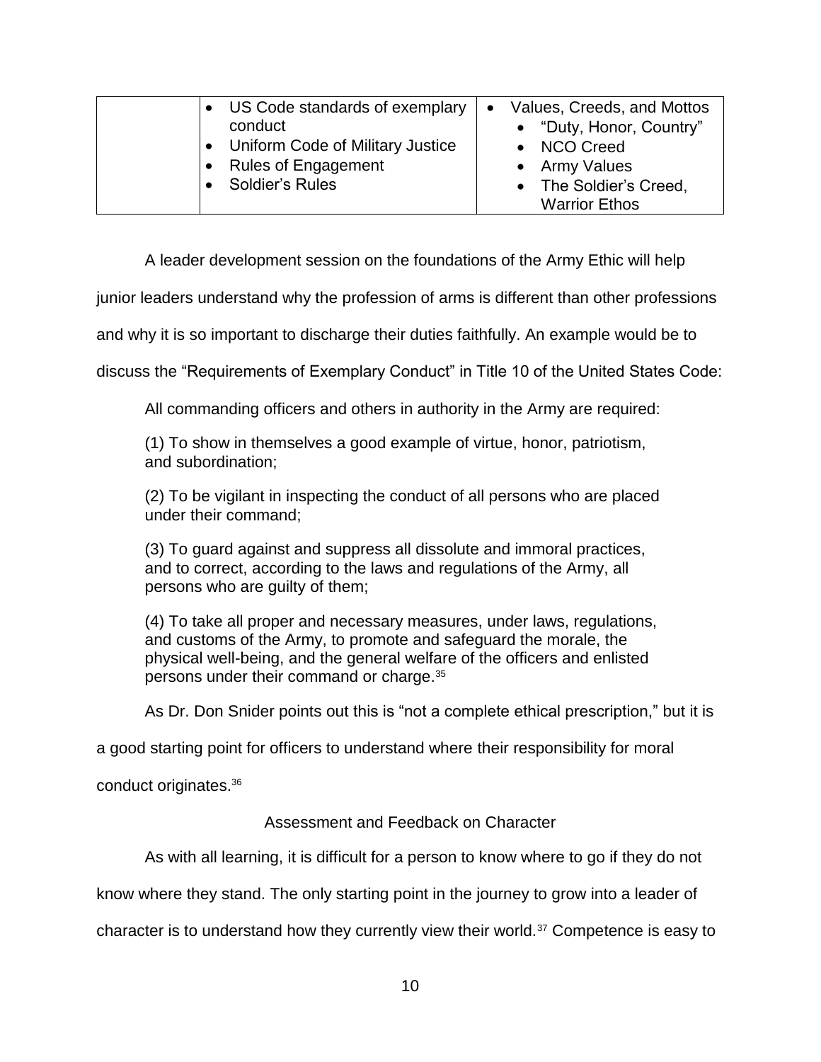| | | |
|---|---|---|
| | • US Code standards of exemplary conduct<br>• Uniform Code of Military Justice<br>• Rules of Engagement<br>• Soldier's Rules | • Values, Creeds, and Mottos<br>  • "Duty, Honor, Country"<br>  • NCO Creed<br>  • Army Values<br>  • The Soldier's Creed, Warrior Ethos |

A leader development session on the foundations of the Army Ethic will help junior leaders understand why the profession of arms is different than other professions and why it is so important to discharge their duties faithfully. An example would be to discuss the "Requirements of Exemplary Conduct" in Title 10 of the United States Code:

> All commanding officers and others in authority in the Army are required:
>
> (1) To show in themselves a good example of virtue, honor, patriotism, and subordination;
>
> (2) To be vigilant in inspecting the conduct of all persons who are placed under their command;
>
> (3) To guard against and suppress all dissolute and immoral practices, and to correct, according to the laws and regulations of the Army, all persons who are guilty of them;
>
> (4) To take all proper and necessary measures, under laws, regulations, and customs of the Army, to promote and safeguard the morale, the physical well-being, and the general welfare of the officers and enlisted persons under their command or charge.[35]

As Dr. Don Snider points out this is "not a complete ethical prescription," but it is a good starting point for officers to understand where their responsibility for moral conduct originates.[36]

## Assessment and Feedback on Character

As with all learning, it is difficult for a person to know where to go if they do not know where they stand. The only starting point in the journey to grow into a leader of character is to understand how they currently view their world.[37] Competence is easy to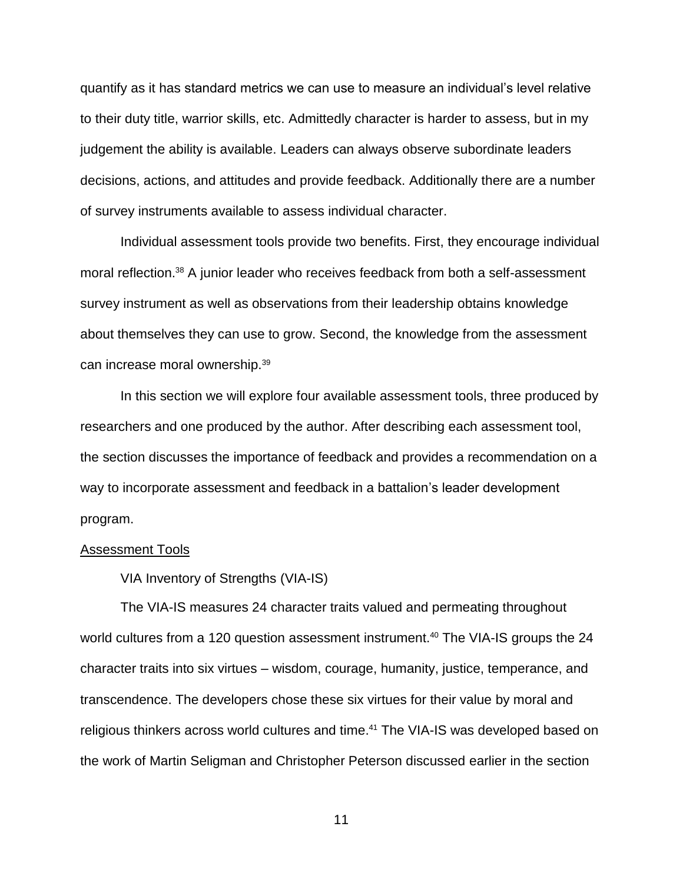quantify as it has standard metrics we can use to measure an individual's level relative to their duty title, warrior skills, etc. Admittedly character is harder to assess, but in my judgement the ability is available. Leaders can always observe subordinate leaders decisions, actions, and attitudes and provide feedback. Additionally there are a number of survey instruments available to assess individual character.

Individual assessment tools provide two benefits. First, they encourage individual moral reflection.[38] A junior leader who receives feedback from both a self-assessment survey instrument as well as observations from their leadership obtains knowledge about themselves they can use to grow. Second, the knowledge from the assessment can increase moral ownership.[39]

In this section we will explore four available assessment tools, three produced by researchers and one produced by the author. After describing each assessment tool, the section discusses the importance of feedback and provides a recommendation on a way to incorporate assessment and feedback in a battalion's leader development program.

<u>Assessment Tools</u>

VIA Inventory of Strengths (VIA-IS)

The VIA-IS measures 24 character traits valued and permeating throughout world cultures from a 120 question assessment instrument.[40] The VIA-IS groups the 24 character traits into six virtues – wisdom, courage, humanity, justice, temperance, and transcendence. The developers chose these six virtues for their value by moral and religious thinkers across world cultures and time.[41] The VIA-IS was developed based on the work of Martin Seligman and Christopher Peterson discussed earlier in the section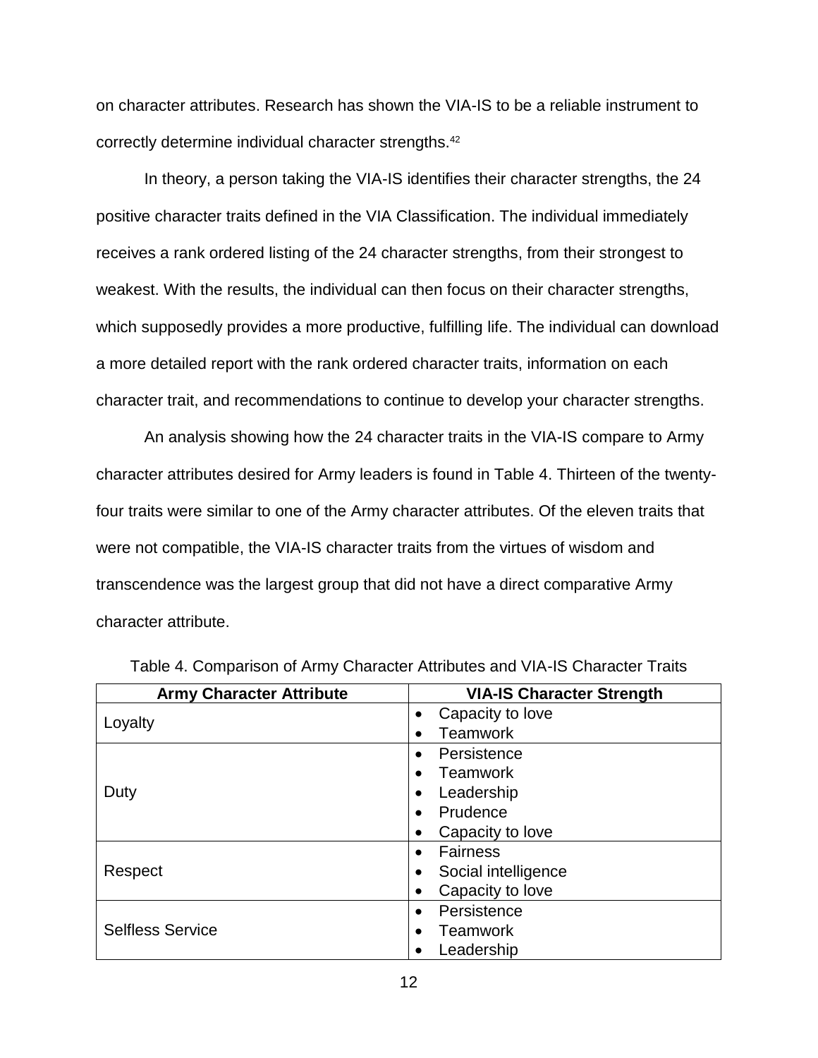on character attributes. Research has shown the VIA-IS to be a reliable instrument to correctly determine individual character strengths.[42]

In theory, a person taking the VIA-IS identifies their character strengths, the 24 positive character traits defined in the VIA Classification. The individual immediately receives a rank ordered listing of the 24 character strengths, from their strongest to weakest. With the results, the individual can then focus on their character strengths, which supposedly provides a more productive, fulfilling life. The individual can download a more detailed report with the rank ordered character traits, information on each character trait, and recommendations to continue to develop your character strengths.

An analysis showing how the 24 character traits in the VIA-IS compare to Army character attributes desired for Army leaders is found in Table 4. Thirteen of the twenty-four traits were similar to one of the Army character attributes. Of the eleven traits that were not compatible, the VIA-IS character traits from the virtues of wisdom and transcendence was the largest group that did not have a direct comparative Army character attribute.

Table 4. Comparison of Army Character Attributes and VIA-IS Character Traits

| Army Character Attribute | VIA-IS Character Strength |
| --- | --- |
| Loyalty | • Capacity to love<br>• Teamwork |
| Duty | • Persistence<br>• Teamwork<br>• Leadership<br>• Prudence<br>• Capacity to love |
| Respect | • Fairness<br>• Social intelligence<br>• Capacity to love |
| Selfless Service | • Persistence<br>• Teamwork<br>• Leadership |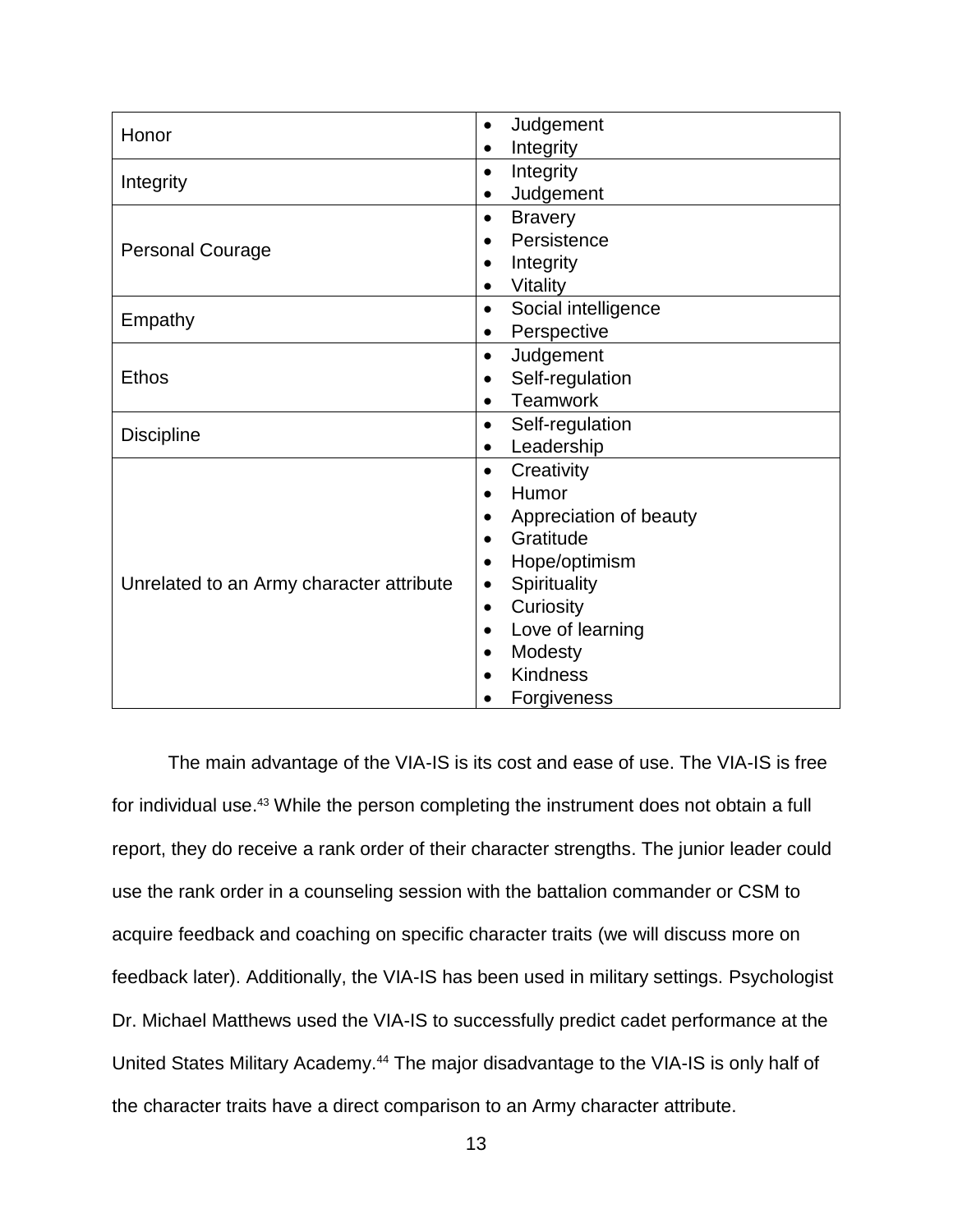| | |
|---|---|
| Honor | • Judgement<br>• Integrity |
| Integrity | • Integrity<br>• Judgement |
| Personal Courage | • Bravery<br>• Persistence<br>• Integrity<br>• Vitality |
| Empathy | • Social intelligence<br>• Perspective |
| Ethos | • Judgement<br>• Self-regulation<br>• Teamwork |
| Discipline | • Self-regulation<br>• Leadership |
| Unrelated to an Army character attribute | • Creativity<br>• Humor<br>• Appreciation of beauty<br>• Gratitude<br>• Hope/optimism<br>• Spirituality<br>• Curiosity<br>• Love of learning<br>• Modesty<br>• Kindness<br>• Forgiveness |

The main advantage of the VIA-IS is its cost and ease of use. The VIA-IS is free for individual use.[43] While the person completing the instrument does not obtain a full report, they do receive a rank order of their character strengths. The junior leader could use the rank order in a counseling session with the battalion commander or CSM to acquire feedback and coaching on specific character traits (we will discuss more on feedback later). Additionally, the VIA-IS has been used in military settings. Psychologist Dr. Michael Matthews used the VIA-IS to successfully predict cadet performance at the United States Military Academy.[44] The major disadvantage to the VIA-IS is only half of the character traits have a direct comparison to an Army character attribute.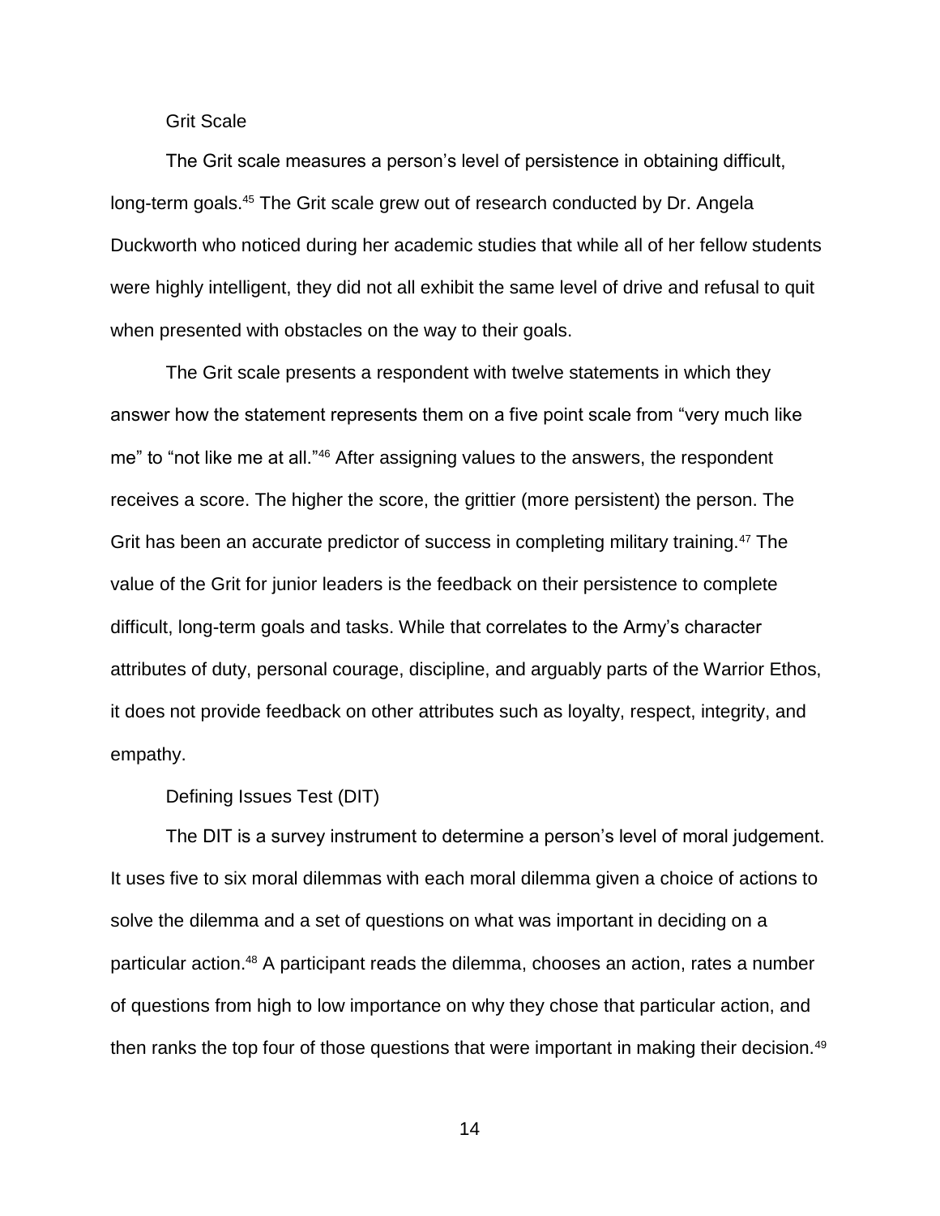### Grit Scale

The Grit scale measures a person's level of persistence in obtaining difficult, long-term goals.[45] The Grit scale grew out of research conducted by Dr. Angela Duckworth who noticed during her academic studies that while all of her fellow students were highly intelligent, they did not all exhibit the same level of drive and refusal to quit when presented with obstacles on the way to their goals.

The Grit scale presents a respondent with twelve statements in which they answer how the statement represents them on a five point scale from "very much like me" to "not like me at all."[46] After assigning values to the answers, the respondent receives a score. The higher the score, the grittier (more persistent) the person. The Grit has been an accurate predictor of success in completing military training.[47] The value of the Grit for junior leaders is the feedback on their persistence to complete difficult, long-term goals and tasks. While that correlates to the Army's character attributes of duty, personal courage, discipline, and arguably parts of the Warrior Ethos, it does not provide feedback on other attributes such as loyalty, respect, integrity, and empathy.

### Defining Issues Test (DIT)

The DIT is a survey instrument to determine a person's level of moral judgement. It uses five to six moral dilemmas with each moral dilemma given a choice of actions to solve the dilemma and a set of questions on what was important in deciding on a particular action.[48] A participant reads the dilemma, chooses an action, rates a number of questions from high to low importance on why they chose that particular action, and then ranks the top four of those questions that were important in making their decision.[49]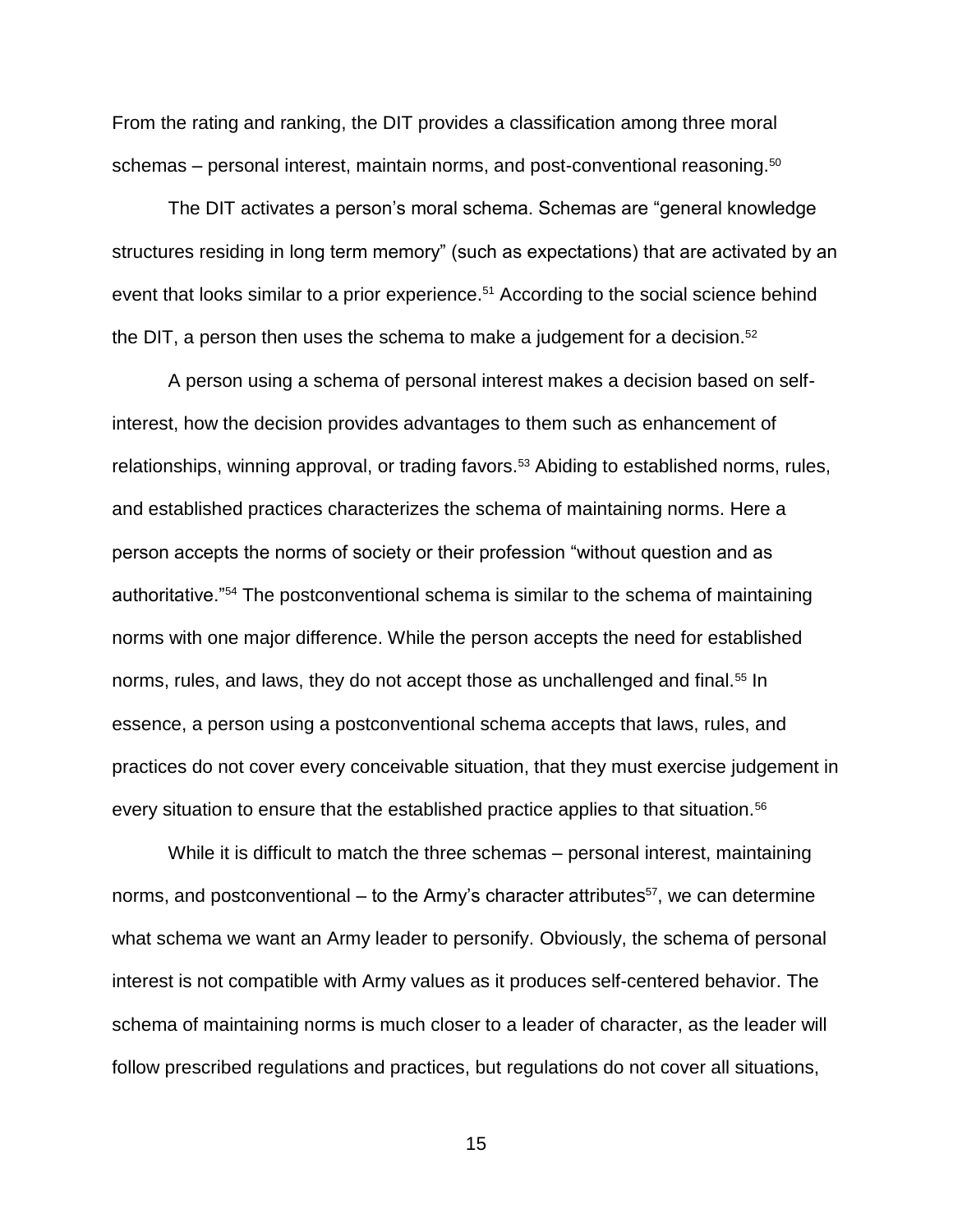From the rating and ranking, the DIT provides a classification among three moral schemas – personal interest, maintain norms, and post-conventional reasoning.[50]

The DIT activates a person's moral schema. Schemas are "general knowledge structures residing in long term memory" (such as expectations) that are activated by an event that looks similar to a prior experience.[51] According to the social science behind the DIT, a person then uses the schema to make a judgement for a decision.[52]

A person using a schema of personal interest makes a decision based on self-interest, how the decision provides advantages to them such as enhancement of relationships, winning approval, or trading favors.[53] Abiding to established norms, rules, and established practices characterizes the schema of maintaining norms. Here a person accepts the norms of society or their profession "without question and as authoritative."[54] The postconventional schema is similar to the schema of maintaining norms with one major difference. While the person accepts the need for established norms, rules, and laws, they do not accept those as unchallenged and final.[55] In essence, a person using a postconventional schema accepts that laws, rules, and practices do not cover every conceivable situation, that they must exercise judgement in every situation to ensure that the established practice applies to that situation.[56]

While it is difficult to match the three schemas – personal interest, maintaining norms, and postconventional – to the Army's character attributes[57], we can determine what schema we want an Army leader to personify. Obviously, the schema of personal interest is not compatible with Army values as it produces self-centered behavior. The schema of maintaining norms is much closer to a leader of character, as the leader will follow prescribed regulations and practices, but regulations do not cover all situations,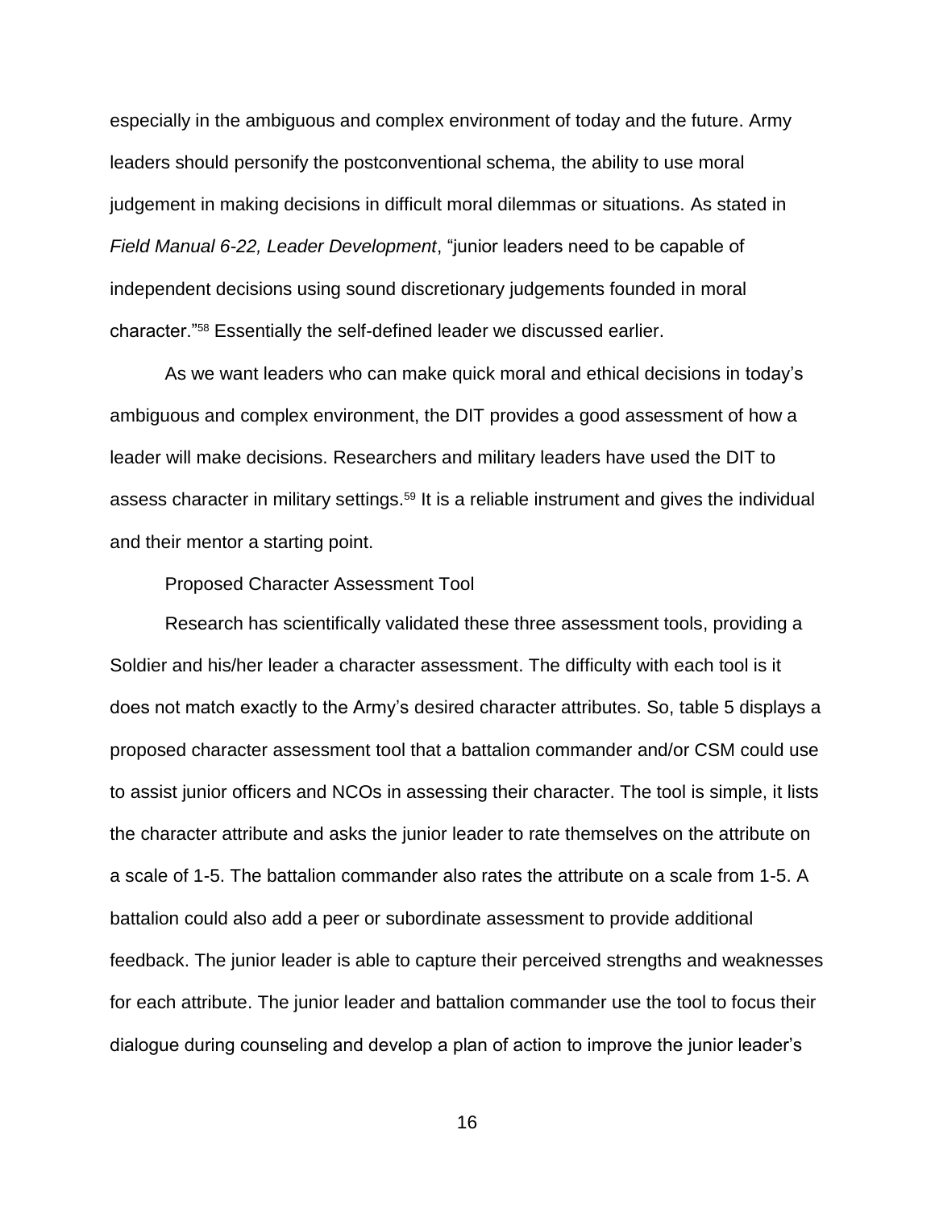especially in the ambiguous and complex environment of today and the future. Army leaders should personify the postconventional schema, the ability to use moral judgement in making decisions in difficult moral dilemmas or situations. As stated in *Field Manual 6-22, Leader Development*, "junior leaders need to be capable of independent decisions using sound discretionary judgements founded in moral character."[58] Essentially the self-defined leader we discussed earlier.

As we want leaders who can make quick moral and ethical decisions in today's ambiguous and complex environment, the DIT provides a good assessment of how a leader will make decisions. Researchers and military leaders have used the DIT to assess character in military settings.[59] It is a reliable instrument and gives the individual and their mentor a starting point.

## Proposed Character Assessment Tool

Research has scientifically validated these three assessment tools, providing a Soldier and his/her leader a character assessment. The difficulty with each tool is it does not match exactly to the Army's desired character attributes. So, table 5 displays a proposed character assessment tool that a battalion commander and/or CSM could use to assist junior officers and NCOs in assessing their character. The tool is simple, it lists the character attribute and asks the junior leader to rate themselves on the attribute on a scale of 1-5. The battalion commander also rates the attribute on a scale from 1-5. A battalion could also add a peer or subordinate assessment to provide additional feedback. The junior leader is able to capture their perceived strengths and weaknesses for each attribute. The junior leader and battalion commander use the tool to focus their dialogue during counseling and develop a plan of action to improve the junior leader's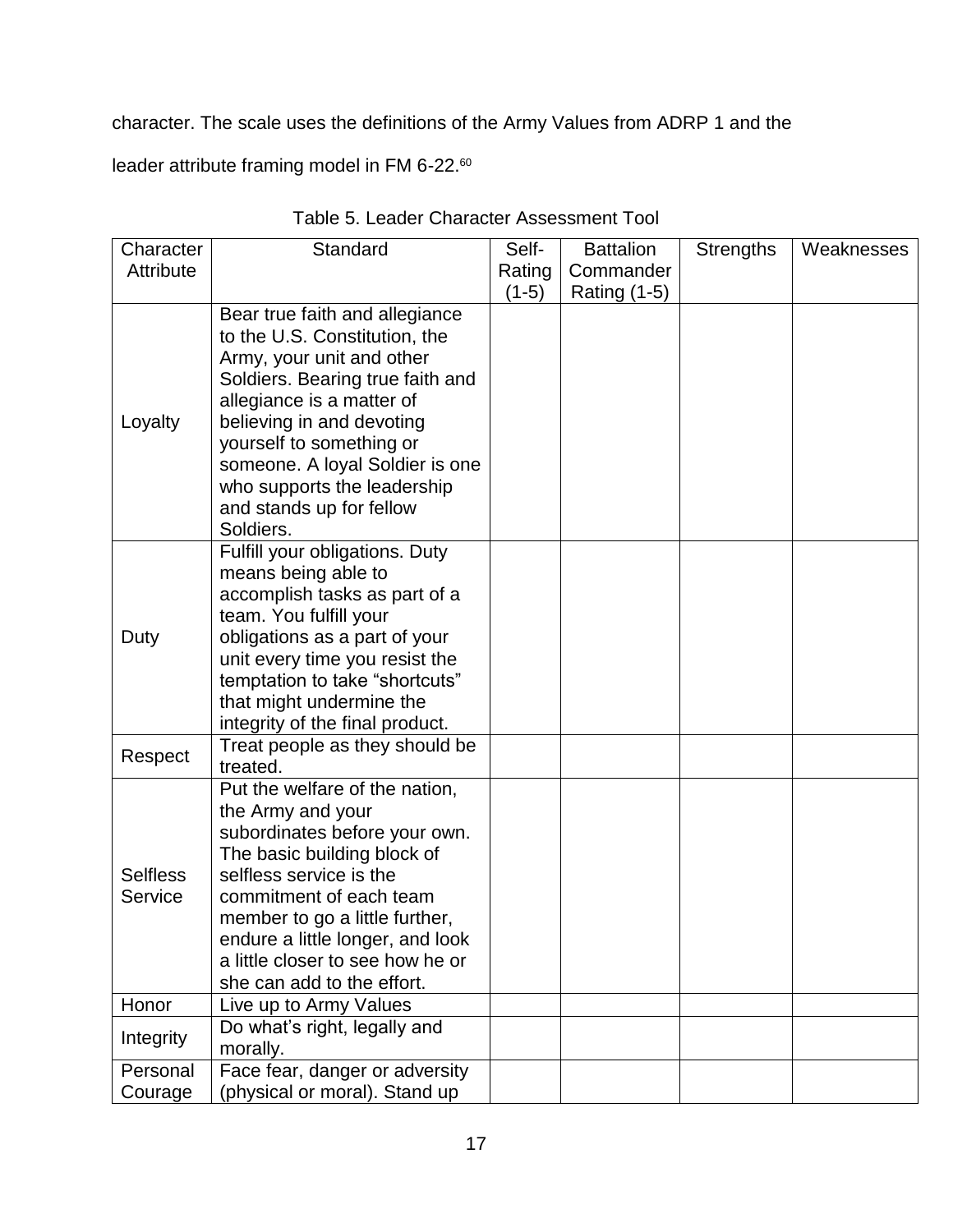character. The scale uses the definitions of the Army Values from ADRP 1 and the leader attribute framing model in FM 6-22.[60]

Table 5. Leader Character Assessment Tool

| Character Attribute | Standard | Self-Rating (1-5) | Battalion Commander Rating (1-5) | Strengths | Weaknesses |
|---|---|---|---|---|---|
| Loyalty | Bear true faith and allegiance to the U.S. Constitution, the Army, your unit and other Soldiers. Bearing true faith and allegiance is a matter of believing in and devoting yourself to something or someone. A loyal Soldier is one who supports the leadership and stands up for fellow Soldiers. | | | | |
| Duty | Fulfill your obligations. Duty means being able to accomplish tasks as part of a team. You fulfill your obligations as a part of your unit every time you resist the temptation to take "shortcuts" that might undermine the integrity of the final product. | | | | |
| Respect | Treat people as they should be treated. | | | | |
| Selfless Service | Put the welfare of the nation, the Army and your subordinates before your own. The basic building block of selfless service is the commitment of each team member to go a little further, endure a little longer, and look a little closer to see how he or she can add to the effort. | | | | |
| Honor | Live up to Army Values | | | | |
| Integrity | Do what's right, legally and morally. | | | | |
| Personal Courage | Face fear, danger or adversity (physical or moral). Stand up | | | | |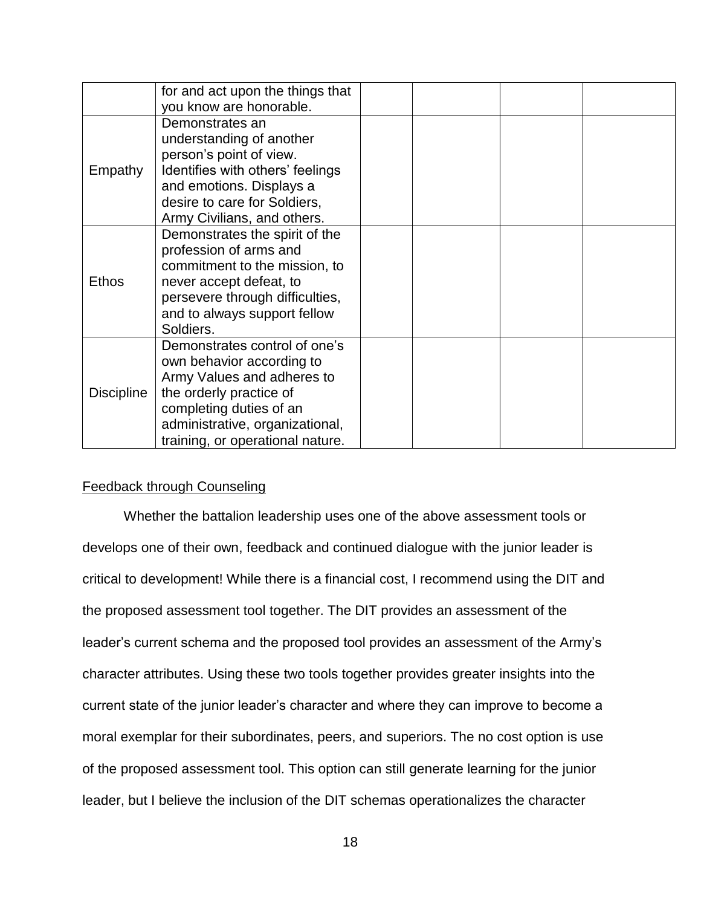| | | | | | |
|---|---|---|---|---|---|
| | for and act upon the things that you know are honorable. | | | | |
| Empathy | Demonstrates an understanding of another person's point of view. Identifies with others' feelings and emotions. Displays a desire to care for Soldiers, Army Civilians, and others. | | | | |
| Ethos | Demonstrates the spirit of the profession of arms and commitment to the mission, to never accept defeat, to persevere through difficulties, and to always support fellow Soldiers. | | | | |
| Discipline | Demonstrates control of one's own behavior according to Army Values and adheres to the orderly practice of completing duties of an administrative, organizational, training, or operational nature. | | | | |

Feedback through Counseling

Whether the battalion leadership uses one of the above assessment tools or develops one of their own, feedback and continued dialogue with the junior leader is critical to development! While there is a financial cost, I recommend using the DIT and the proposed assessment tool together. The DIT provides an assessment of the leader's current schema and the proposed tool provides an assessment of the Army's character attributes. Using these two tools together provides greater insights into the current state of the junior leader's character and where they can improve to become a moral exemplar for their subordinates, peers, and superiors. The no cost option is use of the proposed assessment tool. This option can still generate learning for the junior leader, but I believe the inclusion of the DIT schemas operationalizes the character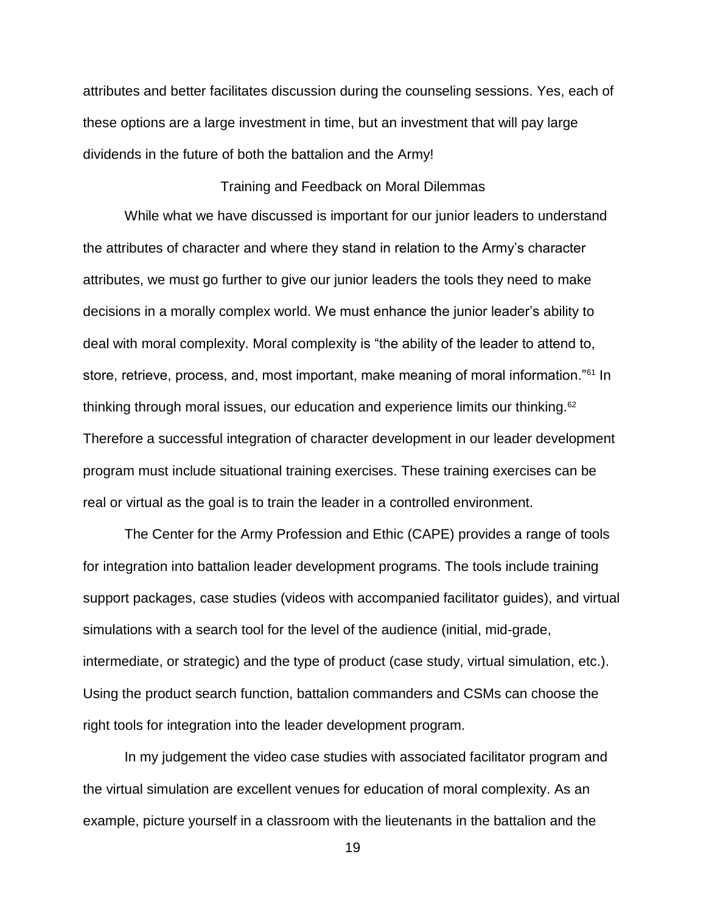attributes and better facilitates discussion during the counseling sessions. Yes, each of these options are a large investment in time, but an investment that will pay large dividends in the future of both the battalion and the Army!

## Training and Feedback on Moral Dilemmas

While what we have discussed is important for our junior leaders to understand the attributes of character and where they stand in relation to the Army's character attributes, we must go further to give our junior leaders the tools they need to make decisions in a morally complex world. We must enhance the junior leader's ability to deal with moral complexity. Moral complexity is "the ability of the leader to attend to, store, retrieve, process, and, most important, make meaning of moral information."[61] In thinking through moral issues, our education and experience limits our thinking.[62] Therefore a successful integration of character development in our leader development program must include situational training exercises. These training exercises can be real or virtual as the goal is to train the leader in a controlled environment.

The Center for the Army Profession and Ethic (CAPE) provides a range of tools for integration into battalion leader development programs. The tools include training support packages, case studies (videos with accompanied facilitator guides), and virtual simulations with a search tool for the level of the audience (initial, mid-grade, intermediate, or strategic) and the type of product (case study, virtual simulation, etc.). Using the product search function, battalion commanders and CSMs can choose the right tools for integration into the leader development program.

In my judgement the video case studies with associated facilitator program and the virtual simulation are excellent venues for education of moral complexity. As an example, picture yourself in a classroom with the lieutenants in the battalion and the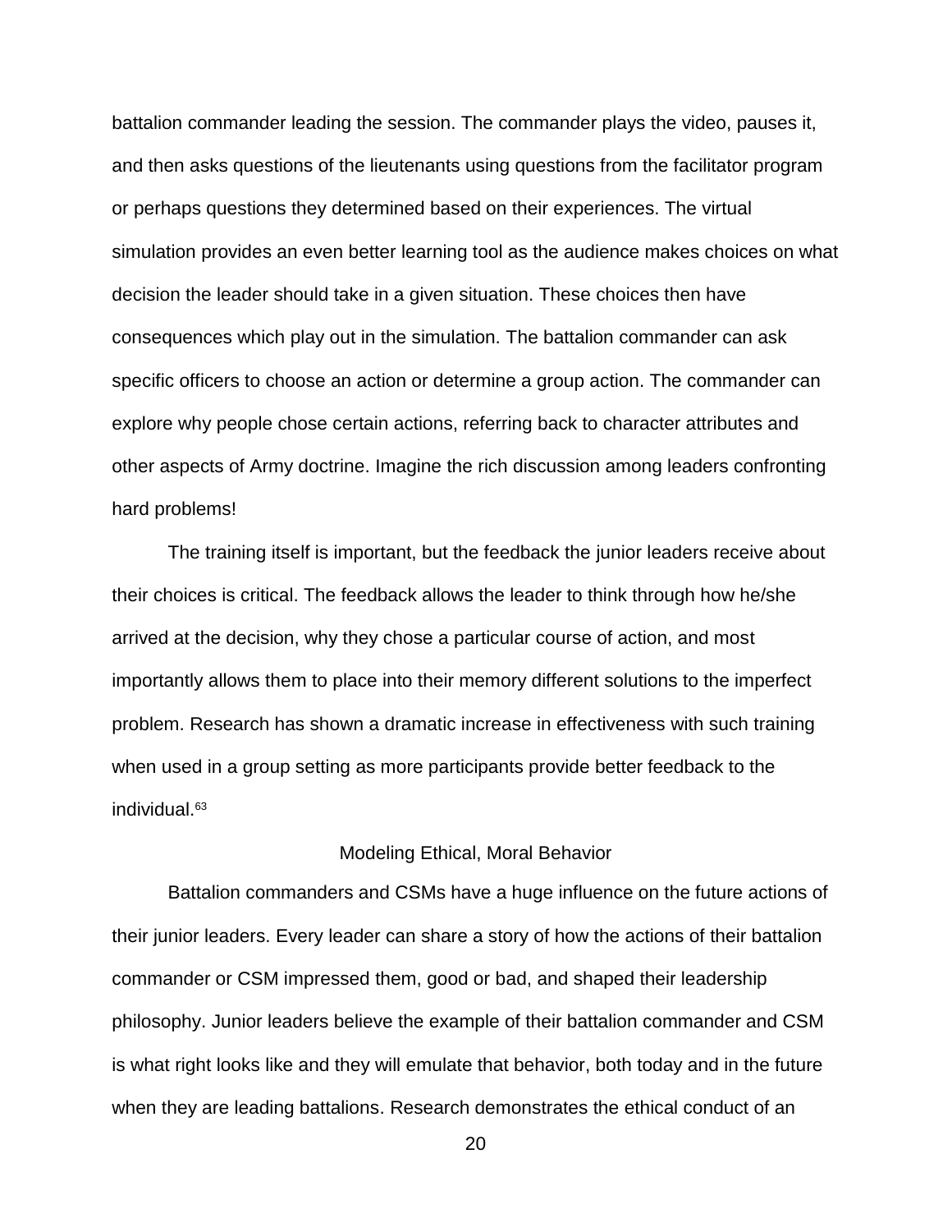battalion commander leading the session. The commander plays the video, pauses it, and then asks questions of the lieutenants using questions from the facilitator program or perhaps questions they determined based on their experiences. The virtual simulation provides an even better learning tool as the audience makes choices on what decision the leader should take in a given situation. These choices then have consequences which play out in the simulation. The battalion commander can ask specific officers to choose an action or determine a group action. The commander can explore why people chose certain actions, referring back to character attributes and other aspects of Army doctrine. Imagine the rich discussion among leaders confronting hard problems!

The training itself is important, but the feedback the junior leaders receive about their choices is critical. The feedback allows the leader to think through how he/she arrived at the decision, why they chose a particular course of action, and most importantly allows them to place into their memory different solutions to the imperfect problem. Research has shown a dramatic increase in effectiveness with such training when used in a group setting as more participants provide better feedback to the individual.[63]

## Modeling Ethical, Moral Behavior

Battalion commanders and CSMs have a huge influence on the future actions of their junior leaders. Every leader can share a story of how the actions of their battalion commander or CSM impressed them, good or bad, and shaped their leadership philosophy. Junior leaders believe the example of their battalion commander and CSM is what right looks like and they will emulate that behavior, both today and in the future when they are leading battalions. Research demonstrates the ethical conduct of an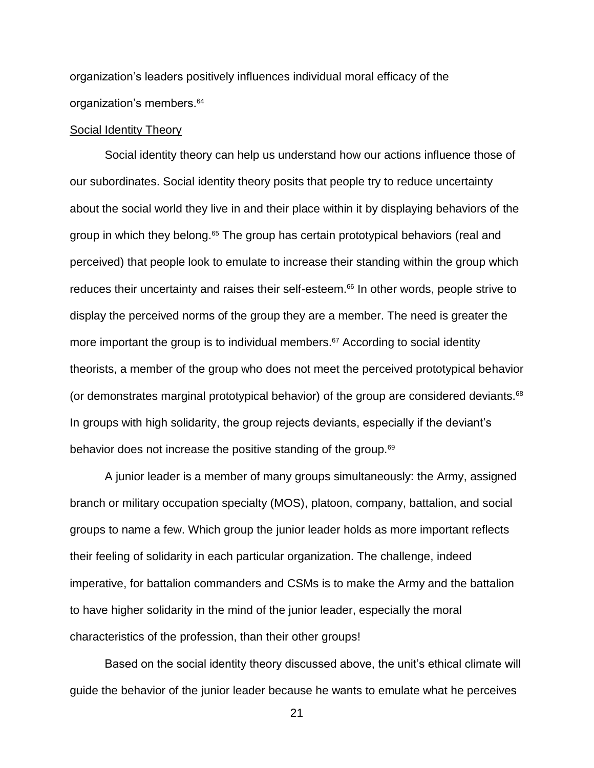organization's leaders positively influences individual moral efficacy of the organization's members.[64]

Social Identity Theory

Social identity theory can help us understand how our actions influence those of our subordinates. Social identity theory posits that people try to reduce uncertainty about the social world they live in and their place within it by displaying behaviors of the group in which they belong.[65] The group has certain prototypical behaviors (real and perceived) that people look to emulate to increase their standing within the group which reduces their uncertainty and raises their self-esteem.[66] In other words, people strive to display the perceived norms of the group they are a member. The need is greater the more important the group is to individual members.[67] According to social identity theorists, a member of the group who does not meet the perceived prototypical behavior (or demonstrates marginal prototypical behavior) of the group are considered deviants.[68] In groups with high solidarity, the group rejects deviants, especially if the deviant's behavior does not increase the positive standing of the group.[69]

A junior leader is a member of many groups simultaneously: the Army, assigned branch or military occupation specialty (MOS), platoon, company, battalion, and social groups to name a few. Which group the junior leader holds as more important reflects their feeling of solidarity in each particular organization. The challenge, indeed imperative, for battalion commanders and CSMs is to make the Army and the battalion to have higher solidarity in the mind of the junior leader, especially the moral characteristics of the profession, than their other groups!

Based on the social identity theory discussed above, the unit's ethical climate will guide the behavior of the junior leader because he wants to emulate what he perceives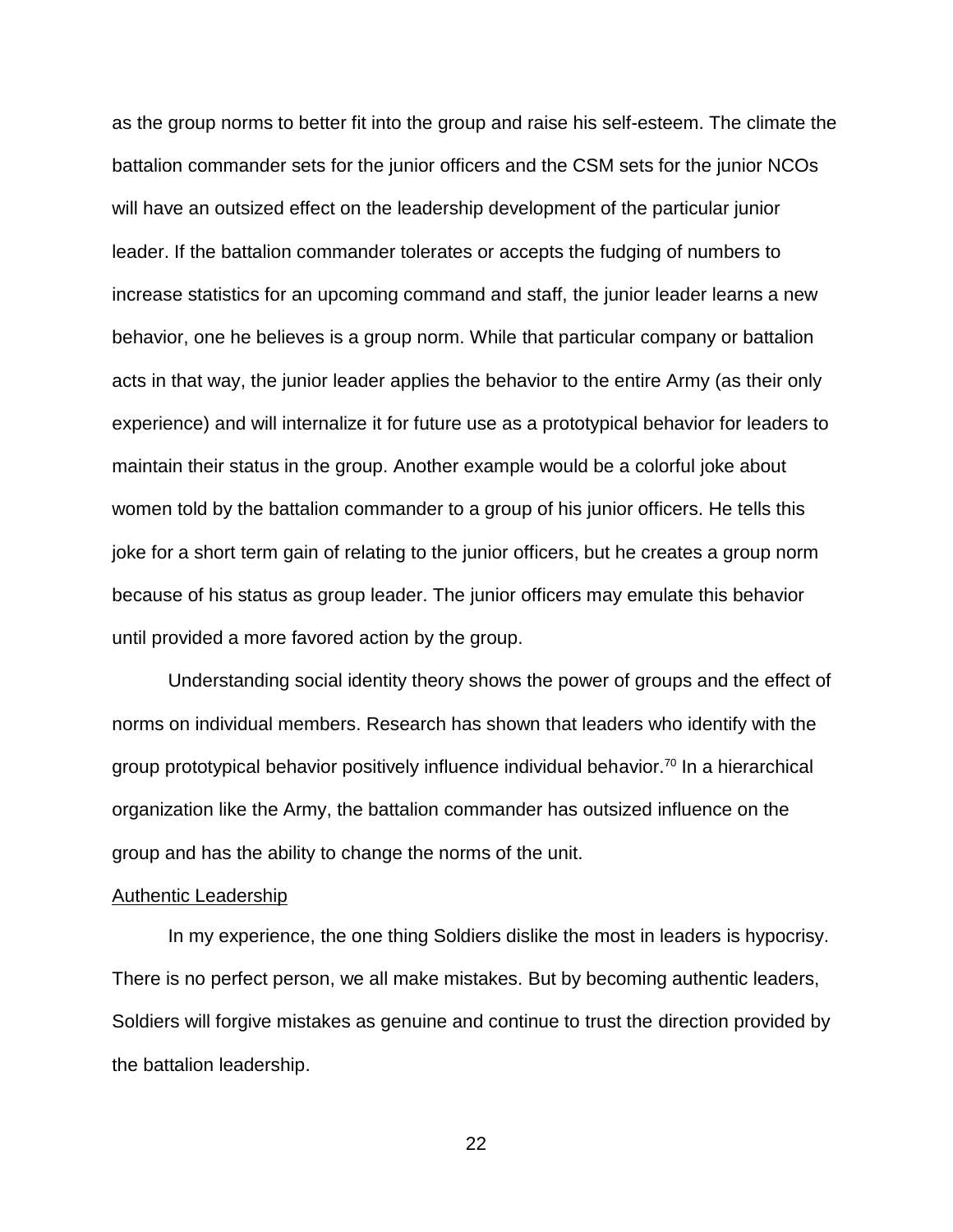as the group norms to better fit into the group and raise his self-esteem. The climate the battalion commander sets for the junior officers and the CSM sets for the junior NCOs will have an outsized effect on the leadership development of the particular junior leader. If the battalion commander tolerates or accepts the fudging of numbers to increase statistics for an upcoming command and staff, the junior leader learns a new behavior, one he believes is a group norm. While that particular company or battalion acts in that way, the junior leader applies the behavior to the entire Army (as their only experience) and will internalize it for future use as a prototypical behavior for leaders to maintain their status in the group. Another example would be a colorful joke about women told by the battalion commander to a group of his junior officers. He tells this joke for a short term gain of relating to the junior officers, but he creates a group norm because of his status as group leader. The junior officers may emulate this behavior until provided a more favored action by the group.

Understanding social identity theory shows the power of groups and the effect of norms on individual members. Research has shown that leaders who identify with the group prototypical behavior positively influence individual behavior.[70] In a hierarchical organization like the Army, the battalion commander has outsized influence on the group and has the ability to change the norms of the unit.

## Authentic Leadership

In my experience, the one thing Soldiers dislike the most in leaders is hypocrisy. There is no perfect person, we all make mistakes. But by becoming authentic leaders, Soldiers will forgive mistakes as genuine and continue to trust the direction provided by the battalion leadership.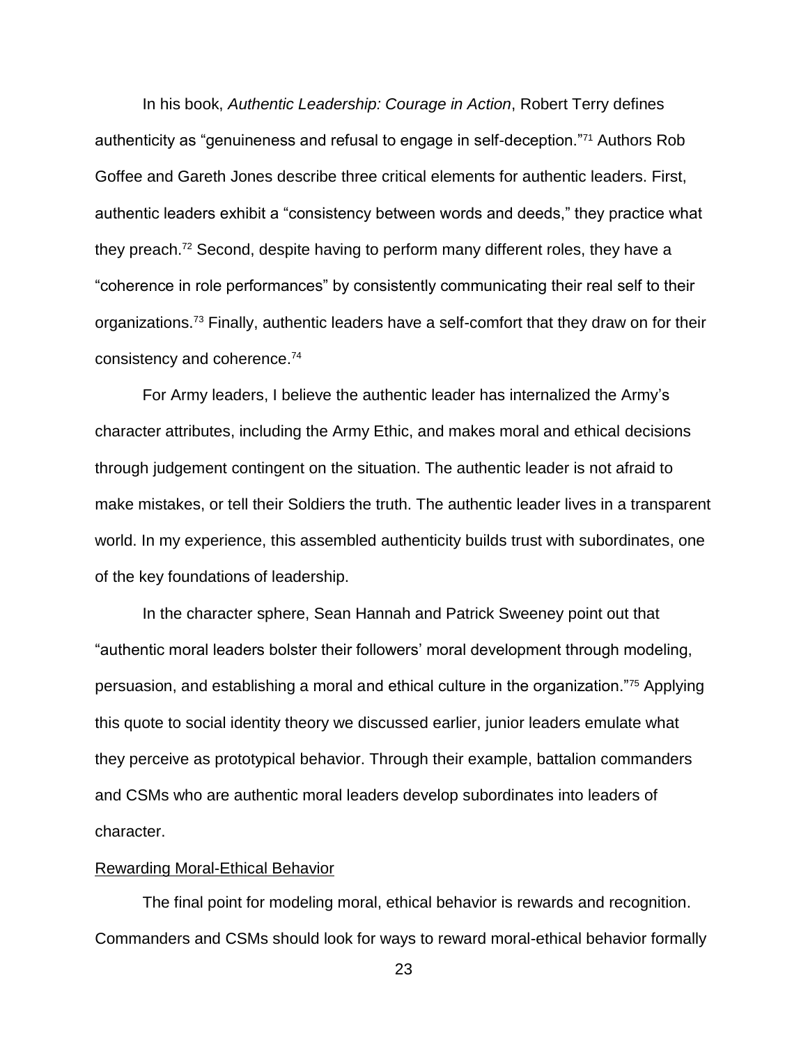In his book, *Authentic Leadership: Courage in Action*, Robert Terry defines authenticity as "genuineness and refusal to engage in self-deception."[71] Authors Rob Goffee and Gareth Jones describe three critical elements for authentic leaders. First, authentic leaders exhibit a "consistency between words and deeds," they practice what they preach.[72] Second, despite having to perform many different roles, they have a "coherence in role performances" by consistently communicating their real self to their organizations.[73] Finally, authentic leaders have a self-comfort that they draw on for their consistency and coherence.[74]

For Army leaders, I believe the authentic leader has internalized the Army's character attributes, including the Army Ethic, and makes moral and ethical decisions through judgement contingent on the situation. The authentic leader is not afraid to make mistakes, or tell their Soldiers the truth. The authentic leader lives in a transparent world. In my experience, this assembled authenticity builds trust with subordinates, one of the key foundations of leadership.

In the character sphere, Sean Hannah and Patrick Sweeney point out that "authentic moral leaders bolster their followers' moral development through modeling, persuasion, and establishing a moral and ethical culture in the organization."[75] Applying this quote to social identity theory we discussed earlier, junior leaders emulate what they perceive as prototypical behavior. Through their example, battalion commanders and CSMs who are authentic moral leaders develop subordinates into leaders of character.

<u>Rewarding Moral-Ethical Behavior</u>

The final point for modeling moral, ethical behavior is rewards and recognition. Commanders and CSMs should look for ways to reward moral-ethical behavior formally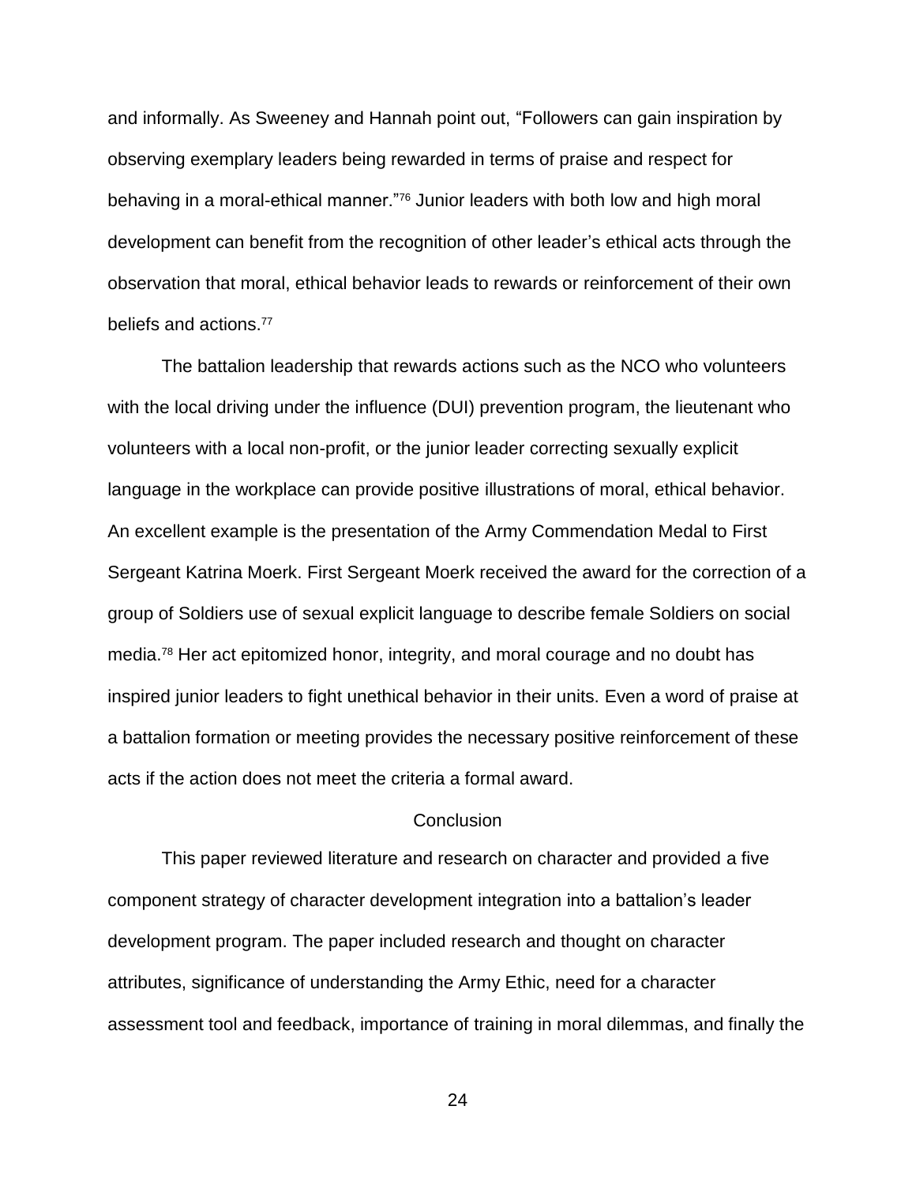and informally. As Sweeney and Hannah point out, “Followers can gain inspiration by observing exemplary leaders being rewarded in terms of praise and respect for behaving in a moral-ethical manner.”[76] Junior leaders with both low and high moral development can benefit from the recognition of other leader’s ethical acts through the observation that moral, ethical behavior leads to rewards or reinforcement of their own beliefs and actions.[77]

The battalion leadership that rewards actions such as the NCO who volunteers with the local driving under the influence (DUI) prevention program, the lieutenant who volunteers with a local non-profit, or the junior leader correcting sexually explicit language in the workplace can provide positive illustrations of moral, ethical behavior. An excellent example is the presentation of the Army Commendation Medal to First Sergeant Katrina Moerk. First Sergeant Moerk received the award for the correction of a group of Soldiers use of sexual explicit language to describe female Soldiers on social media.[78] Her act epitomized honor, integrity, and moral courage and no doubt has inspired junior leaders to fight unethical behavior in their units. Even a word of praise at a battalion formation or meeting provides the necessary positive reinforcement of these acts if the action does not meet the criteria a formal award.

## Conclusion

This paper reviewed literature and research on character and provided a five component strategy of character development integration into a battalion’s leader development program. The paper included research and thought on character attributes, significance of understanding the Army Ethic, need for a character assessment tool and feedback, importance of training in moral dilemmas, and finally the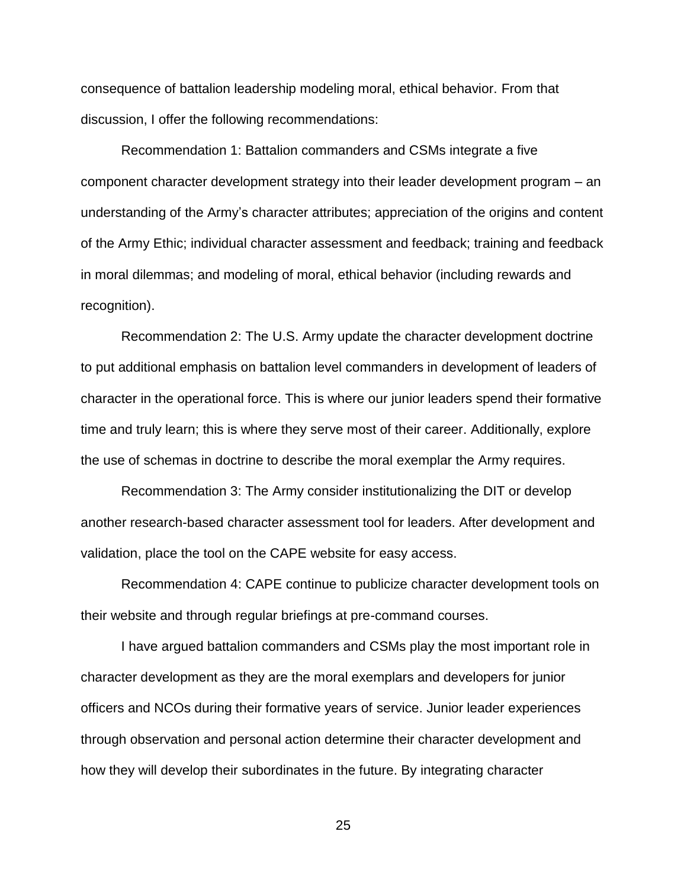consequence of battalion leadership modeling moral, ethical behavior. From that discussion, I offer the following recommendations:

Recommendation 1: Battalion commanders and CSMs integrate a five component character development strategy into their leader development program – an understanding of the Army's character attributes; appreciation of the origins and content of the Army Ethic; individual character assessment and feedback; training and feedback in moral dilemmas; and modeling of moral, ethical behavior (including rewards and recognition).

Recommendation 2: The U.S. Army update the character development doctrine to put additional emphasis on battalion level commanders in development of leaders of character in the operational force. This is where our junior leaders spend their formative time and truly learn; this is where they serve most of their career. Additionally, explore the use of schemas in doctrine to describe the moral exemplar the Army requires.

Recommendation 3: The Army consider institutionalizing the DIT or develop another research-based character assessment tool for leaders. After development and validation, place the tool on the CAPE website for easy access.

Recommendation 4: CAPE continue to publicize character development tools on their website and through regular briefings at pre-command courses.

I have argued battalion commanders and CSMs play the most important role in character development as they are the moral exemplars and developers for junior officers and NCOs during their formative years of service. Junior leader experiences through observation and personal action determine their character development and how they will develop their subordinates in the future. By integrating character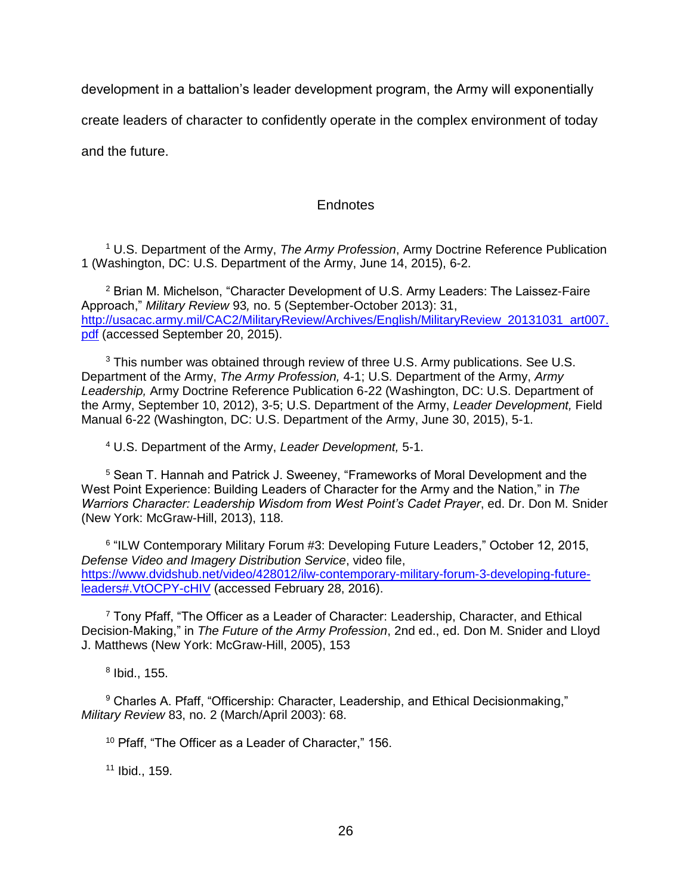development in a battalion's leader development program, the Army will exponentially create leaders of character to confidently operate in the complex environment of today and the future.

## Endnotes

[1] U.S. Department of the Army, *The Army Profession*, Army Doctrine Reference Publication 1 (Washington, DC: U.S. Department of the Army, June 14, 2015), 6-2.

[2] Brian M. Michelson, "Character Development of U.S. Army Leaders: The Laissez-Faire Approach," *Military Review* 93*,* no. 5 (September-October 2013): 31, http://usacac.army.mil/CAC2/MilitaryReview/Archives/English/MilitaryReview_20131031_art007.pdf (accessed September 20, 2015).

[3] This number was obtained through review of three U.S. Army publications. See U.S. Department of the Army, *The Army Profession,* 4-1; U.S. Department of the Army, *Army Leadership,* Army Doctrine Reference Publication 6-22 (Washington, DC: U.S. Department of the Army, September 10, 2012), 3-5; U.S. Department of the Army, *Leader Development,* Field Manual 6-22 (Washington, DC: U.S. Department of the Army, June 30, 2015), 5-1.

[4] U.S. Department of the Army, *Leader Development,* 5-1.

[5] Sean T. Hannah and Patrick J. Sweeney, "Frameworks of Moral Development and the West Point Experience: Building Leaders of Character for the Army and the Nation," in *The Warriors Character: Leadership Wisdom from West Point's Cadet Prayer*, ed. Dr. Don M. Snider (New York: McGraw-Hill, 2013), 118.

[6] "ILW Contemporary Military Forum #3: Developing Future Leaders," October 12, 2015, *Defense Video and Imagery Distribution Service*, video file, https://www.dvidshub.net/video/428012/ilw-contemporary-military-forum-3-developing-future-leaders#.VtOCPY-cHIV (accessed February 28, 2016).

[7] Tony Pfaff, "The Officer as a Leader of Character: Leadership, Character, and Ethical Decision-Making," in *The Future of the Army Profession*, 2nd ed., ed. Don M. Snider and Lloyd J. Matthews (New York: McGraw-Hill, 2005), 153

[8] Ibid., 155.

[9] Charles A. Pfaff, "Officership: Character, Leadership, and Ethical Decisionmaking," *Military Review* 83, no. 2 (March/April 2003): 68.

[10] Pfaff, "The Officer as a Leader of Character," 156.

[11] Ibid., 159.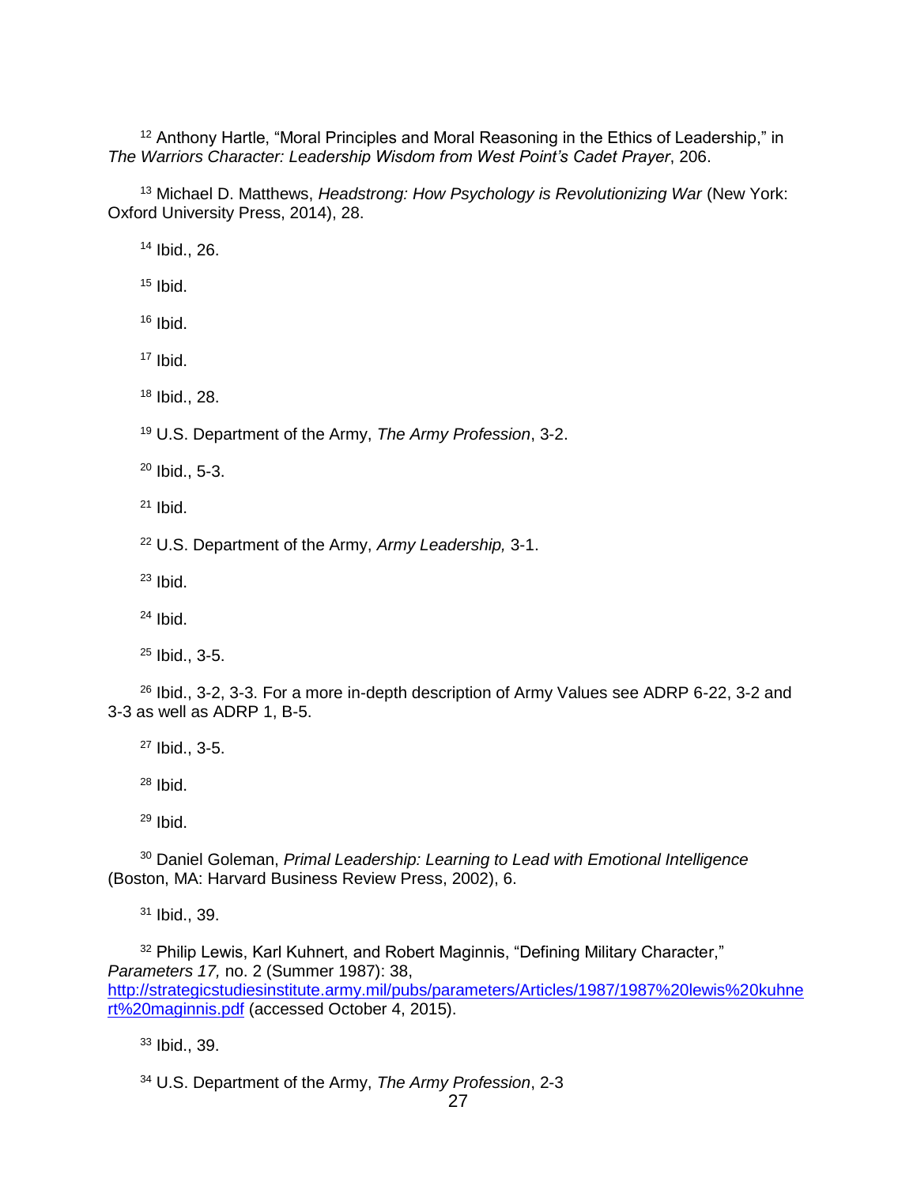[12] Anthony Hartle, "Moral Principles and Moral Reasoning in the Ethics of Leadership," in *The Warriors Character: Leadership Wisdom from West Point's Cadet Prayer*, 206.

[13] Michael D. Matthews, *Headstrong: How Psychology is Revolutionizing War* (New York: Oxford University Press, 2014), 28.

[14] Ibid., 26.

[15] Ibid.

[16] Ibid.

[17] Ibid.

[18] Ibid., 28.

[19] U.S. Department of the Army, *The Army Profession*, 3-2.

[20] Ibid., 5-3.

[21] Ibid.

[22] U.S. Department of the Army, *Army Leadership,* 3-1.

[23] Ibid.

[24] Ibid.

[25] Ibid., 3-5.

[26] Ibid., 3-2, 3-3. For a more in-depth description of Army Values see ADRP 6-22, 3-2 and 3-3 as well as ADRP 1, B-5.

[27] Ibid., 3-5.

[28] Ibid.

[29] Ibid.

[30] Daniel Goleman, *Primal Leadership: Learning to Lead with Emotional Intelligence* (Boston, MA: Harvard Business Review Press, 2002), 6.

[31] Ibid., 39.

[32] Philip Lewis, Karl Kuhnert, and Robert Maginnis, "Defining Military Character," *Parameters 17,* no. 2 (Summer 1987): 38, http://strategicstudiesinstitute.army.mil/pubs/parameters/Articles/1987/1987%20lewis%20kuhnert%20maginnis.pdf (accessed October 4, 2015).

[33] Ibid., 39.

[34] U.S. Department of the Army, *The Army Profession*, 2-3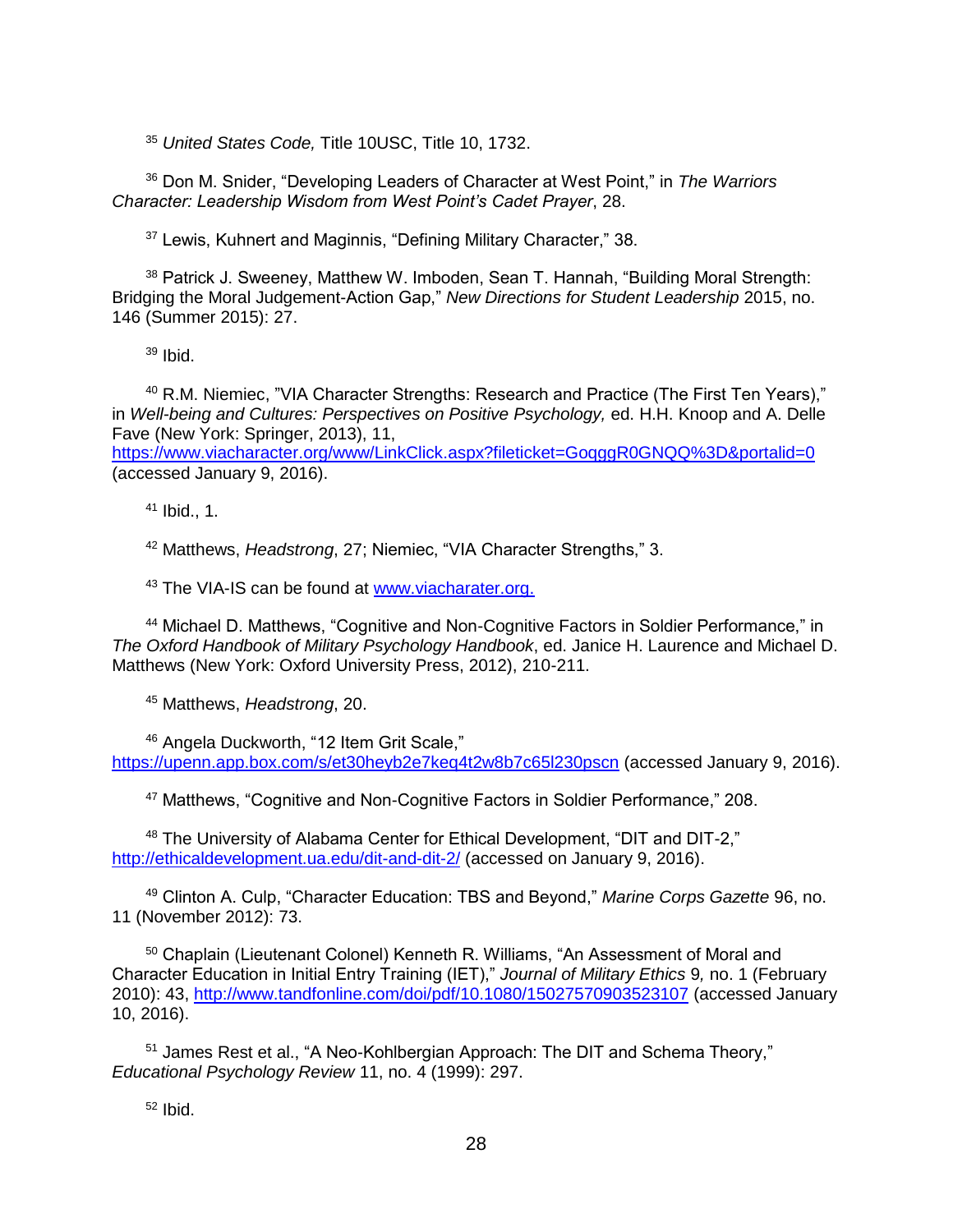[35] *United States Code,* Title 10USC, Title 10, 1732.

[36] Don M. Snider, "Developing Leaders of Character at West Point," in *The Warriors Character: Leadership Wisdom from West Point's Cadet Prayer*, 28.

[37] Lewis, Kuhnert and Maginnis, "Defining Military Character," 38.

[38] Patrick J. Sweeney, Matthew W. Imboden, Sean T. Hannah, "Building Moral Strength: Bridging the Moral Judgement-Action Gap," *New Directions for Student Leadership* 2015, no. 146 (Summer 2015): 27.

[39] Ibid.

[40] R.M. Niemiec, "VIA Character Strengths: Research and Practice (The First Ten Years)," in *Well-being and Cultures: Perspectives on Positive Psychology,* ed. H.H. Knoop and A. Delle Fave (New York: Springer, 2013), 11, https://www.viacharacter.org/www/LinkClick.aspx?fileticket=GoqggR0GNQQ%3D&portalid=0 (accessed January 9, 2016).

[41] Ibid., 1.

[42] Matthews, *Headstrong*, 27; Niemiec, "VIA Character Strengths," 3.

[43] The VIA-IS can be found at www.viacharater.org.

[44] Michael D. Matthews, "Cognitive and Non-Cognitive Factors in Soldier Performance," in *The Oxford Handbook of Military Psychology Handbook*, ed. Janice H. Laurence and Michael D. Matthews (New York: Oxford University Press, 2012), 210-211.

[45] Matthews, *Headstrong*, 20.

[46] Angela Duckworth, "12 Item Grit Scale," https://upenn.app.box.com/s/et30heyb2e7keq4t2w8b7c65l230pscn (accessed January 9, 2016).

[47] Matthews, "Cognitive and Non-Cognitive Factors in Soldier Performance," 208.

[48] The University of Alabama Center for Ethical Development, "DIT and DIT-2," http://ethicaldevelopment.ua.edu/dit-and-dit-2/ (accessed on January 9, 2016).

[49] Clinton A. Culp, "Character Education: TBS and Beyond," *Marine Corps Gazette* 96, no. 11 (November 2012): 73.

[50] Chaplain (Lieutenant Colonel) Kenneth R. Williams, "An Assessment of Moral and Character Education in Initial Entry Training (IET)," *Journal of Military Ethics* 9*,* no. 1 (February 2010): 43, http://www.tandfonline.com/doi/pdf/10.1080/15027570903523107 (accessed January 10, 2016).

[51] James Rest et al., "A Neo-Kohlbergian Approach: The DIT and Schema Theory," *Educational Psychology Review* 11, no. 4 (1999): 297.

[52] Ibid.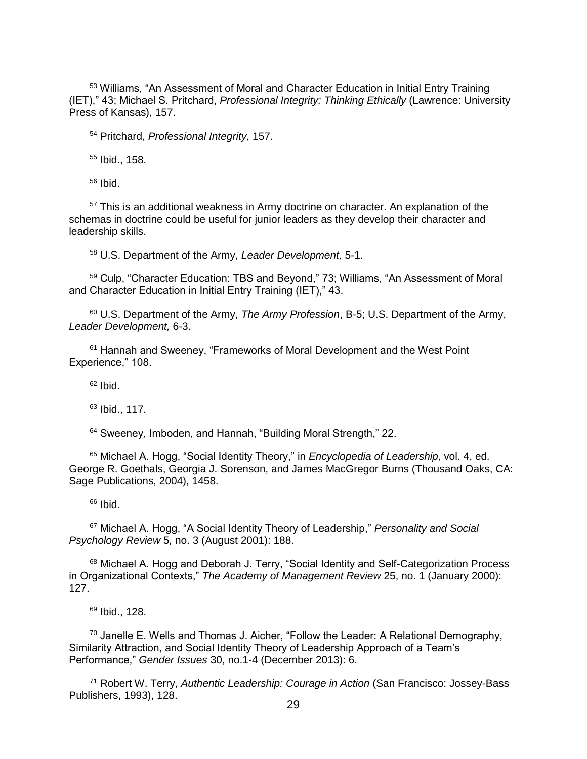[53] Williams, "An Assessment of Moral and Character Education in Initial Entry Training (IET)," 43; Michael S. Pritchard, *Professional Integrity: Thinking Ethically* (Lawrence: University Press of Kansas), 157.

[54] Pritchard, *Professional Integrity,* 157.

[55] Ibid., 158.

[56] Ibid.

[57] This is an additional weakness in Army doctrine on character. An explanation of the schemas in doctrine could be useful for junior leaders as they develop their character and leadership skills.

[58] U.S. Department of the Army, *Leader Development,* 5-1.

[59] Culp, "Character Education: TBS and Beyond," 73; Williams, "An Assessment of Moral and Character Education in Initial Entry Training (IET)," 43.

[60] U.S. Department of the Army, *The Army Profession*, B-5; U.S. Department of the Army, *Leader Development,* 6-3.

[61] Hannah and Sweeney, "Frameworks of Moral Development and the West Point Experience," 108.

[62] Ibid.

[63] Ibid., 117.

[64] Sweeney, Imboden, and Hannah, "Building Moral Strength," 22.

[65] Michael A. Hogg, "Social Identity Theory," in *Encyclopedia of Leadership*, vol. 4, ed. George R. Goethals, Georgia J. Sorenson, and James MacGregor Burns (Thousand Oaks, CA: Sage Publications, 2004), 1458.

[66] Ibid.

[67] Michael A. Hogg, "A Social Identity Theory of Leadership," *Personality and Social Psychology Review* 5*,* no. 3 (August 2001): 188.

[68] Michael A. Hogg and Deborah J. Terry, "Social Identity and Self-Categorization Process in Organizational Contexts," *The Academy of Management Review* 25, no. 1 (January 2000): 127.

[69] Ibid., 128.

[70] Janelle E. Wells and Thomas J. Aicher, "Follow the Leader: A Relational Demography, Similarity Attraction, and Social Identity Theory of Leadership Approach of a Team's Performance," *Gender Issues* 30, no.1-4 (December 2013): 6.

[71] Robert W. Terry, *Authentic Leadership: Courage in Action* (San Francisco: Jossey-Bass Publishers, 1993), 128.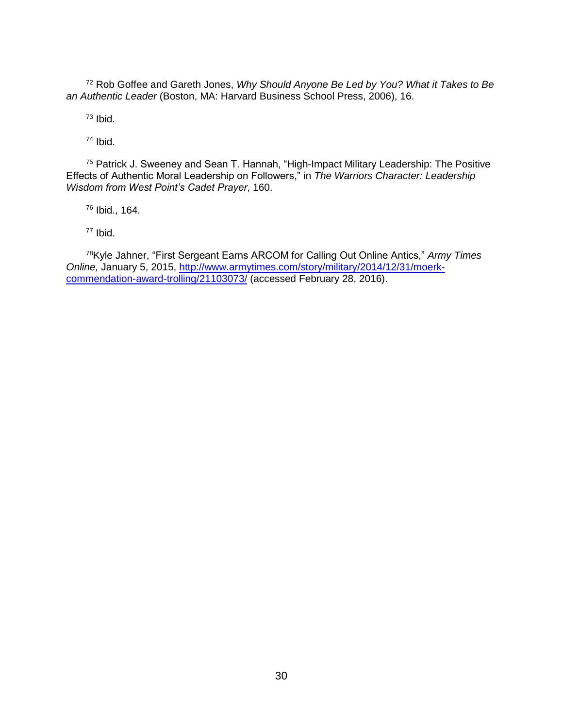[72] Rob Goffee and Gareth Jones, *Why Should Anyone Be Led by You? What it Takes to Be an Authentic Leader* (Boston, MA: Harvard Business School Press, 2006), 16.

[73] Ibid.

[74] Ibid.

[75] Patrick J. Sweeney and Sean T. Hannah, "High-Impact Military Leadership: The Positive Effects of Authentic Moral Leadership on Followers," in *The Warriors Character: Leadership Wisdom from West Point's Cadet Prayer*, 160.

[76] Ibid., 164.

[77] Ibid.

[78] Kyle Jahner, "First Sergeant Earns ARCOM for Calling Out Online Antics," *Army Times Online,* January 5, 2015, [http://www.armytimes.com/story/military/2014/12/31/moerk-commendation-award-trolling/21103073/](http://www.armytimes.com/story/military/2014/12/31/moerk-commendation-award-trolling/21103073/) (accessed February 28, 2016).